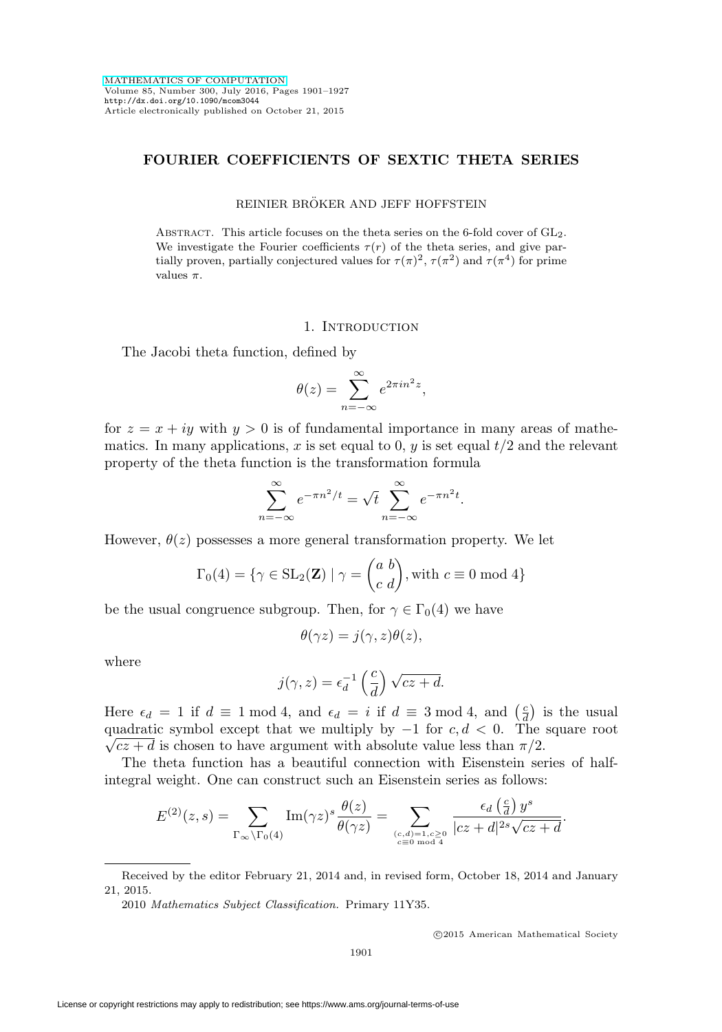# FOURIER COEFFICIENTS OF SEXTIC THETA SERIES

REINIER BRÖKER AND JEFF HOFFSTEIN

Abstract. This article focuses on the theta series on the 6-fold cover of $\mathrm{GL}_2$. We investigate the Fourier coefficients $\tau(r)$ of the theta series, and give partially proven, partially conjectured values for $\tau(\pi)^2$, $\tau(\pi^2)$ and $\tau(\pi^4)$ for prime values $\pi$.

## 1. Introduction

The Jacobi theta function, defined by

$$\theta(z) = \sum_{n=-\infty}^{\infty} e^{2\pi i n^2 z},$$

for $z = x + iy$ with $y > 0$ is of fundamental importance in many areas of mathematics. In many applications, $x$ is set equal to 0, $y$ is set equal $t/2$ and the relevant property of the theta function is the transformation formula

$$\sum_{n=-\infty}^{\infty} e^{-\pi n^2/t} = \sqrt{t} \sum_{n=-\infty}^{\infty} e^{-\pi n^2 t}.$$

However, $\theta(z)$ possesses a more general transformation property. We let

$$\Gamma_0(4) = \{\gamma \in \mathrm{SL}_2(\mathbf{Z}) \mid \gamma = \begin{pmatrix} a & b \\ c & d \end{pmatrix}, \text{with } c \equiv 0 \bmod 4\}$$

be the usual congruence subgroup. Then, for $\gamma \in \Gamma_0(4)$ we have

$$\theta(\gamma z) = j(\gamma, z)\theta(z),$$

where

$$j(\gamma, z) = \epsilon_d^{-1} \left(\frac{c}{d}\right) \sqrt{cz + d}.$$

Here $\epsilon_d = 1$ if $d \equiv 1 \bmod 4$, and $\epsilon_d = i$ if $d \equiv 3 \bmod 4$, and $\left(\frac{c}{d}\right)$ is the usual quadratic symbol except that we multiply by $-1$ for $c, d < 0$. The square root $\sqrt{cz + d}$ is chosen to have argument with absolute value less than $\pi/2$.

The theta function has a beautiful connection with Eisenstein series of half-integral weight. One can construct such an Eisenstein series as follows:

$$E^{(2)}(z, s) = \sum_{\Gamma_\infty \backslash \Gamma_0(4)} \mathrm{Im}(\gamma z)^s \frac{\theta(z)}{\theta(\gamma z)} = \sum_{\substack{(c,d)=1, c \geq 0 \\ c \equiv 0 \bmod 4}} \frac{\epsilon_d \left(\frac{c}{d}\right) y^s}{|cz + d|^{2s} \sqrt{cz + d}}.$$

---

Received by the editor February 21, 2014 and, in revised form, October 18, 2014 and January 21, 2015.

2010 *Mathematics Subject Classification.* Primary 11Y35.

©2015 American Mathematical Society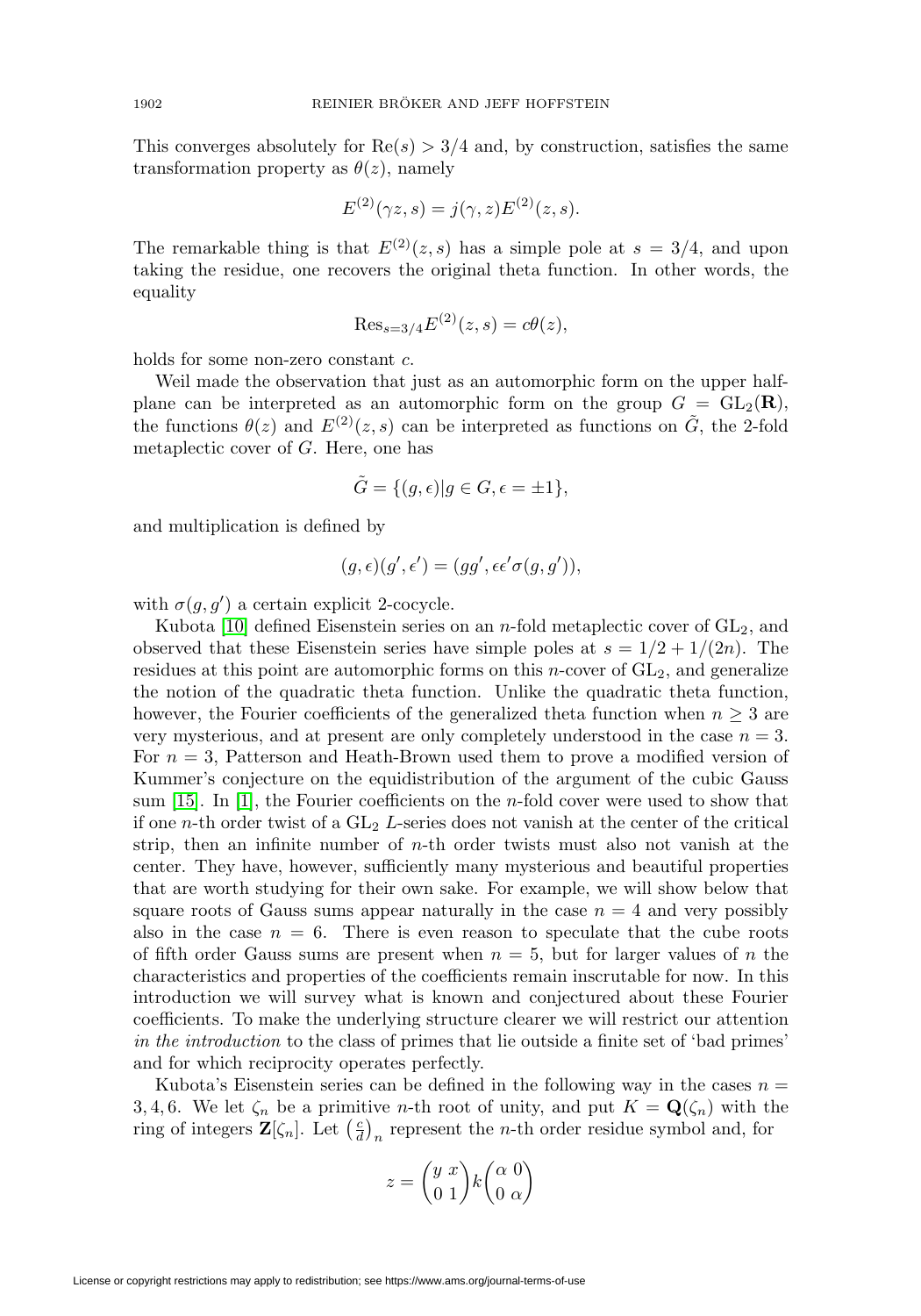This converges absolutely for $\mathrm{Re}(s) > 3/4$ and, by construction, satisfies the same transformation property as $\theta(z)$, namely

$$E^{(2)}(\gamma z, s) = j(\gamma, z)E^{(2)}(z, s).$$

The remarkable thing is that $E^{(2)}(z, s)$ has a simple pole at $s = 3/4$, and upon taking the residue, one recovers the original theta function. In other words, the equality

$$\mathrm{Res}_{s=3/4} E^{(2)}(z, s) = c\theta(z),$$

holds for some non-zero constant $c$.

Weil made the observation that just as an automorphic form on the upper half-plane can be interpreted as an automorphic form on the group $G = \mathrm{GL}_2(\mathbf{R})$, the functions $\theta(z)$ and $E^{(2)}(z, s)$ can be interpreted as functions on $\tilde{G}$, the 2-fold metaplectic cover of $G$. Here, one has

$$\tilde{G} = \{(g, \epsilon) | g \in G, \epsilon = \pm 1\},$$

and multiplication is defined by

$$(g, \epsilon)(g', \epsilon') = (gg', \epsilon\epsilon'\sigma(g, g')),$$

with $\sigma(g, g')$ a certain explicit 2-cocycle.

Kubota [10] defined Eisenstein series on an $n$-fold metaplectic cover of $\mathrm{GL}_2$, and observed that these Eisenstein series have simple poles at $s = 1/2 + 1/(2n)$. The residues at this point are automorphic forms on this $n$-cover of $\mathrm{GL}_2$, and generalize the notion of the quadratic theta function. Unlike the quadratic theta function, however, the Fourier coefficients of the generalized theta function when $n \geq 3$ are very mysterious, and at present are only completely understood in the case $n = 3$. For $n = 3$, Patterson and Heath-Brown used them to prove a modified version of Kummer's conjecture on the equidistribution of the argument of the cubic Gauss sum [15]. In [1], the Fourier coefficients on the $n$-fold cover were used to show that if one $n$-th order twist of a $\mathrm{GL}_2$ $L$-series does not vanish at the center of the critical strip, then an infinite number of $n$-th order twists must also not vanish at the center. They have, however, sufficiently many mysterious and beautiful properties that are worth studying for their own sake. For example, we will show below that square roots of Gauss sums appear naturally in the case $n = 4$ and very possibly also in the case $n = 6$. There is even reason to speculate that the cube roots of fifth order Gauss sums are present when $n = 5$, but for larger values of $n$ the characteristics and properties of the coefficients remain inscrutable for now. In this introduction we will survey what is known and conjectured about these Fourier coefficients. To make the underlying structure clearer we will restrict our attention *in the introduction* to the class of primes that lie outside a finite set of 'bad primes' and for which reciprocity operates perfectly.

Kubota's Eisenstein series can be defined in the following way in the cases $n = 3, 4, 6$. We let $\zeta_n$ be a primitive $n$-th root of unity, and put $K = \mathbf{Q}(\zeta_n)$ with the ring of integers $\mathbf{Z}[\zeta_n]$. Let $\left(\frac{c}{d}\right)_n$ represent the $n$-th order residue symbol and, for

$$z = \begin{pmatrix} y & x \\ 0 & 1 \end{pmatrix} k \begin{pmatrix} \alpha & 0 \\ 0 & \alpha \end{pmatrix}$$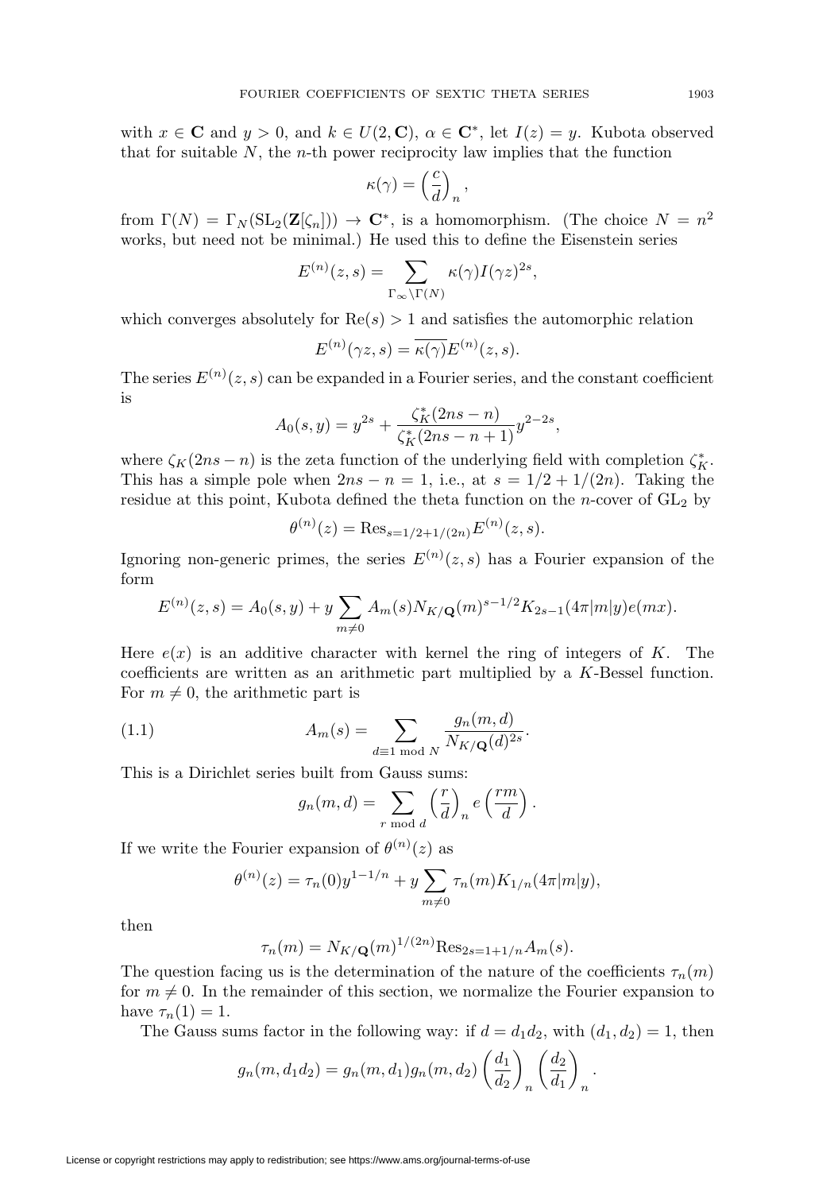with $x \in \mathbf{C}$ and $y > 0$, and $k \in U(2, \mathbf{C})$, $\alpha \in \mathbf{C}^*$, let $I(z) = y$. Kubota observed that for suitable $N$, the $n$-th power reciprocity law implies that the function

$$\kappa(\gamma) = \left(\frac{c}{d}\right)_n,$$

from $\Gamma(N) = \Gamma_N(\mathrm{SL}_2(\mathbf{Z}[\zeta_n])) \to \mathbf{C}^*$, is a homomorphism. (The choice $N = n^2$ works, but need not be minimal.) He used this to define the Eisenstein series

$$E^{(n)}(z, s) = \sum_{\Gamma_\infty \backslash \Gamma(N)} \kappa(\gamma) I(\gamma z)^{2s},$$

which converges absolutely for $\mathrm{Re}(s) > 1$ and satisfies the automorphic relation

$$E^{(n)}(\gamma z, s) = \overline{\kappa(\gamma)} E^{(n)}(z, s).$$

The series $E^{(n)}(z, s)$ can be expanded in a Fourier series, and the constant coefficient is

$$A_0(s, y) = y^{2s} + \frac{\zeta_K^*(2ns - n)}{\zeta_K^*(2ns - n + 1)} y^{2-2s},$$

where $\zeta_K(2ns - n)$ is the zeta function of the underlying field with completion $\zeta_K^*$. This has a simple pole when $2ns - n = 1$, i.e., at $s = 1/2 + 1/(2n)$. Taking the residue at this point, Kubota defined the theta function on the $n$-cover of $\mathrm{GL}_2$ by

$$\theta^{(n)}(z) = \mathrm{Res}_{s=1/2+1/(2n)} E^{(n)}(z, s).$$

Ignoring non-generic primes, the series $E^{(n)}(z, s)$ has a Fourier expansion of the form

$$E^{(n)}(z, s) = A_0(s, y) + y \sum_{m \neq 0} A_m(s) N_{K/\mathbf{Q}}(m)^{s-1/2} K_{2s-1}(4\pi |m| y) e(mx).$$

Here $e(x)$ is an additive character with kernel the ring of integers of $K$. The coefficients are written as an arithmetic part multiplied by a $K$-Bessel function. For $m \neq 0$, the arithmetic part is

$$A_m(s) = \sum_{d \equiv 1 \bmod N} \frac{g_n(m, d)}{N_{K/\mathbf{Q}}(d)^{2s}}. \tag{1.1}$$

This is a Dirichlet series built from Gauss sums:

$$g_n(m, d) = \sum_{r \bmod d} \left(\frac{r}{d}\right)_n e\left(\frac{rm}{d}\right).$$

If we write the Fourier expansion of $\theta^{(n)}(z)$ as

$$\theta^{(n)}(z) = \tau_n(0) y^{1-1/n} + y \sum_{m \neq 0} \tau_n(m) K_{1/n}(4\pi |m| y),$$

then

$$\tau_n(m) = N_{K/\mathbf{Q}}(m)^{1/(2n)} \mathrm{Res}_{2s=1+1/n} A_m(s).$$

The question facing us is the determination of the nature of the coefficients $\tau_n(m)$ for $m \neq 0$. In the remainder of this section, we normalize the Fourier expansion to have $\tau_n(1) = 1$.

The Gauss sums factor in the following way: if $d = d_1 d_2$, with $(d_1, d_2) = 1$, then

$$g_n(m, d_1 d_2) = g_n(m, d_1) g_n(m, d_2) \left(\frac{d_1}{d_2}\right)_n \left(\frac{d_2}{d_1}\right)_n.$$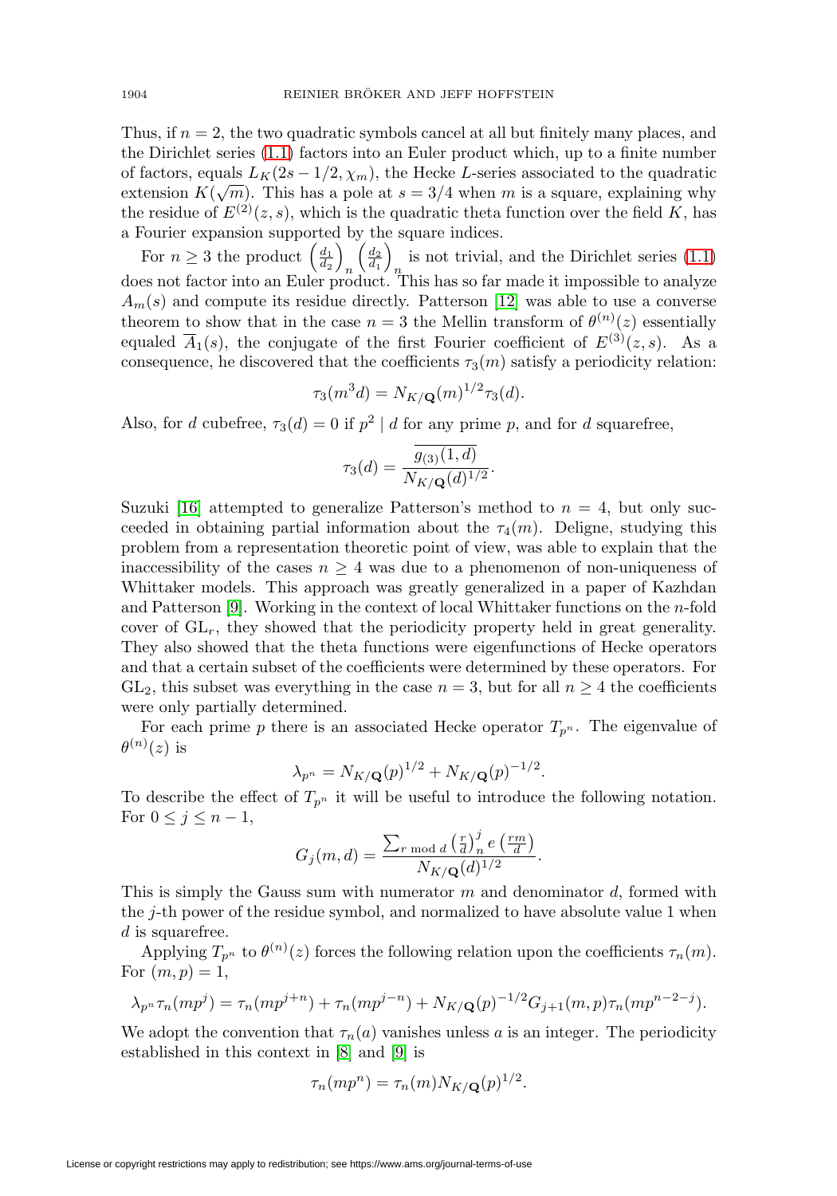Thus, if $n = 2$, the two quadratic symbols cancel at all but finitely many places, and the Dirichlet series (1.1) factors into an Euler product which, up to a finite number of factors, equals $L_K(2s - 1/2, \chi_m)$, the Hecke $L$-series associated to the quadratic extension $K(\sqrt{m})$. This has a pole at $s = 3/4$ when $m$ is a square, explaining why the residue of $E^{(2)}(z, s)$, which is the quadratic theta function over the field $K$, has a Fourier expansion supported by the square indices.

For $n \geq 3$ the product $\left(\frac{d_1}{d_2}\right)_n \left(\frac{d_2}{d_1}\right)_n$ is not trivial, and the Dirichlet series (1.1) does not factor into an Euler product. This has so far made it impossible to analyze $A_m(s)$ and compute its residue directly. Patterson [12] was able to use a converse theorem to show that in the case $n = 3$ the Mellin transform of $\theta^{(n)}(z)$ essentially equaled $\overline{A}_1(s)$, the conjugate of the first Fourier coefficient of $E^{(3)}(z, s)$. As a consequence, he discovered that the coefficients $\tau_3(m)$ satisfy a periodicity relation:

$$\tau_3(m^3 d) = N_{K/\mathbf{Q}}(m)^{1/2} \tau_3(d).$$

Also, for $d$ cubefree, $\tau_3(d) = 0$ if $p^2 \mid d$ for any prime $p$, and for $d$ squarefree,

$$\tau_3(d) = \frac{\overline{g_{(3)}(1, d)}}{N_{K/\mathbf{Q}}(d)^{1/2}}.$$

Suzuki [16] attempted to generalize Patterson's method to $n = 4$, but only succeeded in obtaining partial information about the $\tau_4(m)$. Deligne, studying this problem from a representation theoretic point of view, was able to explain that the inaccessibility of the cases $n \geq 4$ was due to a phenomenon of non-uniqueness of Whittaker models. This approach was greatly generalized in a paper of Kazhdan and Patterson [9]. Working in the context of local Whittaker functions on the $n$-fold cover of $\mathrm{GL}_r$, they showed that the periodicity property held in great generality. They also showed that the theta functions were eigenfunctions of Hecke operators and that a certain subset of the coefficients were determined by these operators. For $\mathrm{GL}_2$, this subset was everything in the case $n = 3$, but for all $n \geq 4$ the coefficients were only partially determined.

For each prime $p$ there is an associated Hecke operator $T_{p^n}$. The eigenvalue of $\theta^{(n)}(z)$ is

$$\lambda_{p^n} = N_{K/\mathbf{Q}}(p)^{1/2} + N_{K/\mathbf{Q}}(p)^{-1/2}.$$

To describe the effect of $T_{p^n}$ it will be useful to introduce the following notation. For $0 \leq j \leq n - 1$,

$$G_j(m, d) = \frac{\sum_{r \bmod d} \left(\frac{r}{d}\right)_n^j e\left(\frac{rm}{d}\right)}{N_{K/\mathbf{Q}}(d)^{1/2}}.$$

This is simply the Gauss sum with numerator $m$ and denominator $d$, formed with the $j$-th power of the residue symbol, and normalized to have absolute value 1 when $d$ is squarefree.

Applying $T_{p^n}$ to $\theta^{(n)}(z)$ forces the following relation upon the coefficients $\tau_n(m)$. For $(m, p) = 1$,

$$\lambda_{p^n} \tau_n(mp^j) = \tau_n(mp^{j+n}) + \tau_n(mp^{j-n}) + N_{K/\mathbf{Q}}(p)^{-1/2} G_{j+1}(m, p) \tau_n(mp^{n-2-j}).$$

We adopt the convention that $\tau_n(a)$ vanishes unless $a$ is an integer. The periodicity established in this context in [8] and [9] is

$$\tau_n(mp^n) = \tau_n(m) N_{K/\mathbf{Q}}(p)^{1/2}.$$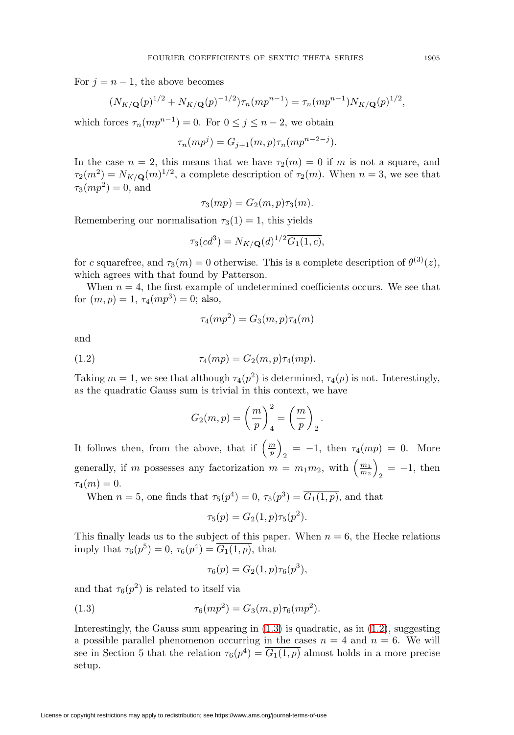For $j = n-1$, the above becomes

$$(N_{K/\mathbf{Q}}(p)^{1/2} + N_{K/\mathbf{Q}}(p)^{-1/2})\tau_n(mp^{n-1}) = \tau_n(mp^{n-1})N_{K/\mathbf{Q}}(p)^{1/2},$$

which forces $\tau_n(mp^{n-1}) = 0$. For $0 \leq j \leq n-2$, we obtain

$$\tau_n(mp^j) = G_{j+1}(m,p)\tau_n(mp^{n-2-j}).$$

In the case $n = 2$, this means that we have $\tau_2(m) = 0$ if $m$ is not a square, and $\tau_2(m^2) = N_{K/\mathbf{Q}}(m)^{1/2}$, a complete description of $\tau_2(m)$. When $n = 3$, we see that $\tau_3(mp^2) = 0$, and

$$\tau_3(mp) = G_2(m,p)\tau_3(m).$$

Remembering our normalisation $\tau_3(1) = 1$, this yields

$$\tau_3(cd^3) = N_{K/\mathbf{Q}}(d)^{1/2}\overline{G_1(1,c)},$$

for $c$ squarefree, and $\tau_3(m) = 0$ otherwise. This is a complete description of $\theta^{(3)}(z)$, which agrees with that found by Patterson.

When $n = 4$, the first example of undetermined coefficients occurs. We see that for $(m,p) = 1$, $\tau_4(mp^3) = 0$; also,

$$\tau_4(mp^2) = G_3(m,p)\tau_4(m)$$

and

$$\tau_4(mp) = G_2(m,p)\tau_4(mp). \tag{1.2}$$

Taking $m = 1$, we see that although $\tau_4(p^2)$ is determined, $\tau_4(p)$ is not. Interestingly, as the quadratic Gauss sum is trivial in this context, we have

$$G_2(m,p) = \left(\frac{m}{p}\right)_4^2 = \left(\frac{m}{p}\right)_2.$$

It follows then, from the above, that if $\left(\frac{m}{p}\right)_2 = -1$, then $\tau_4(mp) = 0$. More generally, if $m$ possesses any factorization $m = m_1 m_2$, with $\left(\frac{m_1}{m_2}\right)_2 = -1$, then $\tau_4(m) = 0$.

When $n = 5$, one finds that $\tau_5(p^4) = 0$, $\tau_5(p^3) = \overline{G_1(1,p)}$, and that

$$\tau_5(p) = G_2(1,p)\tau_5(p^2).$$

This finally leads us to the subject of this paper. When $n = 6$, the Hecke relations imply that $\tau_6(p^5) = 0$, $\tau_6(p^4) = \overline{G_1(1,p)}$, that

$$\tau_6(p) = G_2(1,p)\tau_6(p^3),$$

and that $\tau_6(p^2)$ is related to itself via

$$\tau_6(mp^2) = G_3(m,p)\tau_6(mp^2). \tag{1.3}$$

Interestingly, the Gauss sum appearing in (1.3) is quadratic, as in (1.2), suggesting a possible parallel phenomenon occurring in the cases $n = 4$ and $n = 6$. We will see in Section 5 that the relation $\tau_6(p^4) = \overline{G_1(1,p)}$ almost holds in a more precise setup.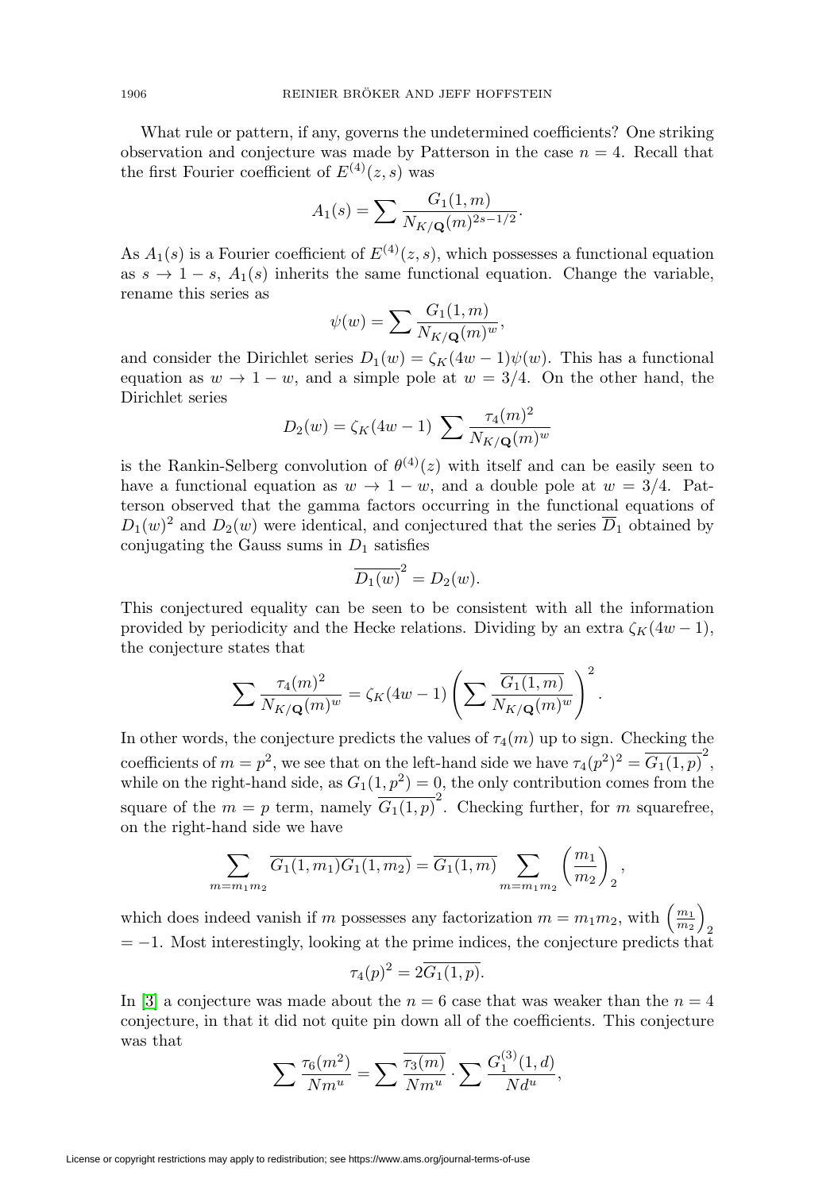What rule or pattern, if any, governs the undetermined coefficients? One striking observation and conjecture was made by Patterson in the case $n = 4$. Recall that the first Fourier coefficient of $E^{(4)}(z, s)$ was

$$A_1(s) = \sum \frac{G_1(1, m)}{N_{K/\mathbf{Q}}(m)^{2s-1/2}}.$$

As $A_1(s)$ is a Fourier coefficient of $E^{(4)}(z, s)$, which possesses a functional equation as $s \to 1 - s$, $A_1(s)$ inherits the same functional equation. Change the variable, rename this series as

$$\psi(w) = \sum \frac{G_1(1, m)}{N_{K/\mathbf{Q}}(m)^{w}},$$

and consider the Dirichlet series $D_1(w) = \zeta_K(4w - 1)\psi(w)$. This has a functional equation as $w \to 1 - w$, and a simple pole at $w = 3/4$. On the other hand, the Dirichlet series

$$D_2(w) = \zeta_K(4w - 1) \sum \frac{\tau_4(m)^2}{N_{K/\mathbf{Q}}(m)^{w}}$$

is the Rankin-Selberg convolution of $\theta^{(4)}(z)$ with itself and can be easily seen to have a functional equation as $w \to 1 - w$, and a double pole at $w = 3/4$. Patterson observed that the gamma factors occurring in the functional equations of $D_1(w)^2$ and $D_2(w)$ were identical, and conjectured that the series $\overline{D}_1$ obtained by conjugating the Gauss sums in $D_1$ satisfies

$$\overline{D_1(w)}^2 = D_2(w).$$

This conjectured equality can be seen to be consistent with all the information provided by periodicity and the Hecke relations. Dividing by an extra $\zeta_K(4w - 1)$, the conjecture states that

$$\sum \frac{\tau_4(m)^2}{N_{K/\mathbf{Q}}(m)^{w}} = \zeta_K(4w - 1) \left( \sum \frac{\overline{G_1(1, m)}}{N_{K/\mathbf{Q}}(m)^{w}} \right)^2.$$

In other words, the conjecture predicts the values of $\tau_4(m)$ up to sign. Checking the coefficients of $m = p^2$, we see that on the left-hand side we have $\tau_4(p^2)^2 = \overline{G_1(1, p)}^2$, while on the right-hand side, as $G_1(1, p^2) = 0$, the only contribution comes from the square of the $m = p$ term, namely $\overline{G_1(1, p)}^2$. Checking further, for $m$ squarefree, on the right-hand side we have

$$\sum_{m=m_1 m_2} \overline{G_1(1, m_1) G_1(1, m_2)} = \overline{G_1(1, m)} \sum_{m=m_1 m_2} \left( \frac{m_1}{m_2} \right)_2,$$

which does indeed vanish if $m$ possesses any factorization $m = m_1 m_2$, with $\left(\frac{m_1}{m_2}\right)_2 = -1$. Most interestingly, looking at the prime indices, the conjecture predicts that

$$\tau_4(p)^2 = 2\overline{G_1(1, p)}.$$

In [3] a conjecture was made about the $n = 6$ case that was weaker than the $n = 4$ conjecture, in that it did not quite pin down all of the coefficients. This conjecture was that

$$\sum \frac{\tau_6(m^2)}{Nm^u} = \sum \frac{\overline{\tau_3(m)}}{Nm^u} \cdot \sum \frac{G_1^{(3)}(1, d)}{Nd^u},$$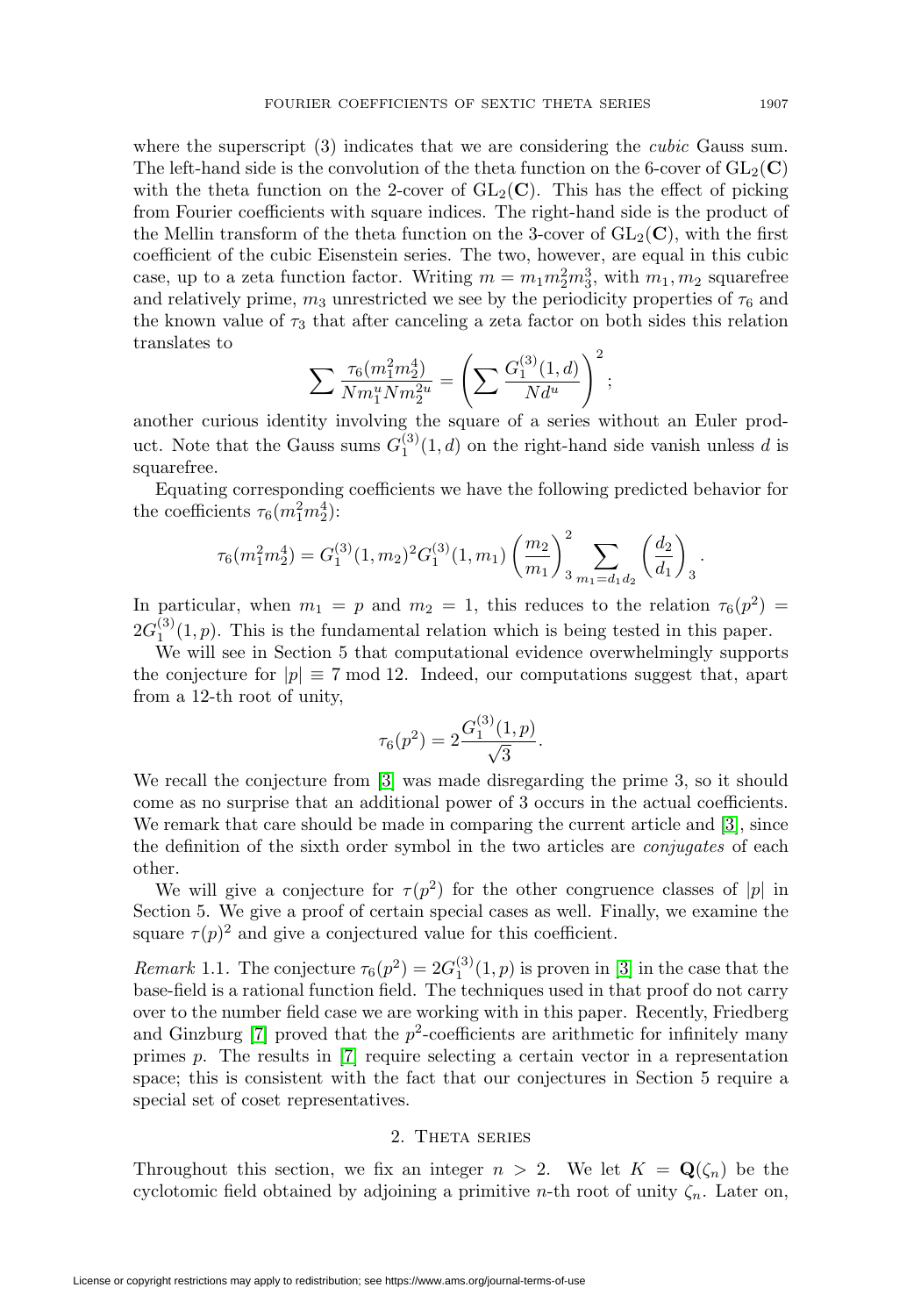where the superscript (3) indicates that we are considering the *cubic* Gauss sum. The left-hand side is the convolution of the theta function on the 6-cover of $\mathrm{GL}_2(\mathbf{C})$ with the theta function on the 2-cover of $\mathrm{GL}_2(\mathbf{C})$. This has the effect of picking from Fourier coefficients with square indices. The right-hand side is the product of the Mellin transform of the theta function on the 3-cover of $\mathrm{GL}_2(\mathbf{C})$, with the first coefficient of the cubic Eisenstein series. The two, however, are equal in this cubic case, up to a zeta function factor. Writing $m = m_1 m_2^2 m_3^3$, with $m_1, m_2$ squarefree and relatively prime, $m_3$ unrestricted we see by the periodicity properties of $\tau_6$ and the known value of $\tau_3$ that after canceling a zeta factor on both sides this relation translates to

$$\sum \frac{\tau_6(m_1^2 m_2^4)}{Nm_1^u Nm_2^{2u}} = \left( \sum \frac{G_1^{(3)}(1,d)}{Nd^u} \right)^2;$$

another curious identity involving the square of a series without an Euler product. Note that the Gauss sums $G_1^{(3)}(1,d)$ on the right-hand side vanish unless $d$ is squarefree.

Equating corresponding coefficients we have the following predicted behavior for the coefficients $\tau_6(m_1^2 m_2^4)$:

$$\tau_6(m_1^2 m_2^4) = G_1^{(3)}(1,m_2)^2 G_1^{(3)}(1,m_1) \left(\frac{m_2}{m_1}\right)_3^2 \sum_{m_1 = d_1 d_2} \left(\frac{d_2}{d_1}\right)_3 .$$

In particular, when $m_1 = p$ and $m_2 = 1$, this reduces to the relation $\tau_6(p^2) = 2G_1^{(3)}(1,p)$. This is the fundamental relation which is being tested in this paper.

We will see in Section 5 that computational evidence overwhelmingly supports the conjecture for $|p| \equiv 7 \bmod 12$. Indeed, our computations suggest that, apart from a 12-th root of unity,

$$\tau_6(p^2) = 2\frac{G_1^{(3)}(1,p)}{\sqrt{3}}.$$

We recall the conjecture from [3] was made disregarding the prime 3, so it should come as no surprise that an additional power of 3 occurs in the actual coefficients. We remark that care should be made in comparing the current article and [3], since the definition of the sixth order symbol in the two articles are *conjugates* of each other.

We will give a conjecture for $\tau(p^2)$ for the other congruence classes of $|p|$ in Section 5. We give a proof of certain special cases as well. Finally, we examine the square $\tau(p)^2$ and give a conjectured value for this coefficient.

*Remark* 1.1. The conjecture $\tau_6(p^2) = 2G_1^{(3)}(1,p)$ is proven in [3] in the case that the base-field is a rational function field. The techniques used in that proof do not carry over to the number field case we are working with in this paper. Recently, Friedberg and Ginzburg [7] proved that the $p^2$-coefficients are arithmetic for infinitely many primes $p$. The results in [7] require selecting a certain vector in a representation space; this is consistent with the fact that our conjectures in Section 5 require a special set of coset representatives.

## 2. Theta series

Throughout this section, we fix an integer $n > 2$. We let $K = \mathbf{Q}(\zeta_n)$ be the cyclotomic field obtained by adjoining a primitive $n$-th root of unity $\zeta_n$. Later on,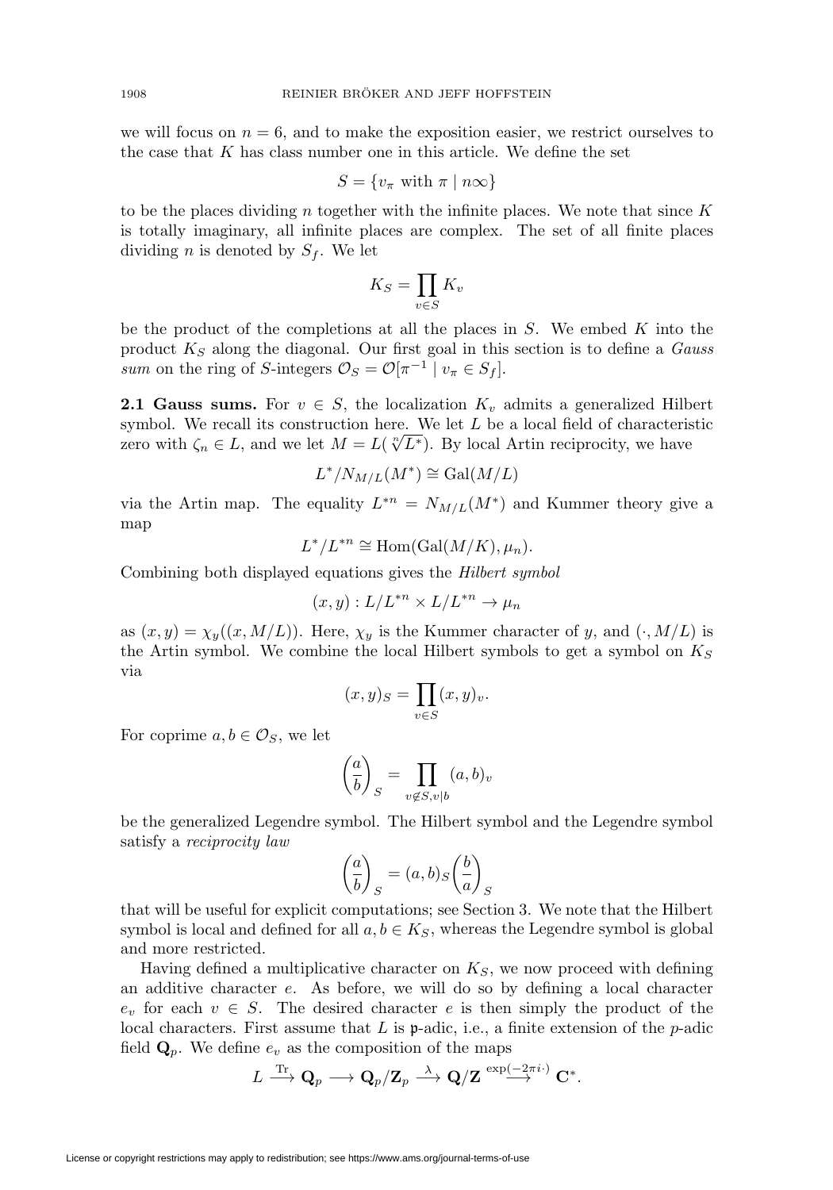we will focus on $n = 6$, and to make the exposition easier, we restrict ourselves to the case that $K$ has class number one in this article. We define the set

$$S = \{v_\pi \text{ with } \pi \mid n\infty\}$$

to be the places dividing $n$ together with the infinite places. We note that since $K$ is totally imaginary, all infinite places are complex. The set of all finite places dividing $n$ is denoted by $S_f$. We let

$$K_S = \prod_{v \in S} K_v$$

be the product of the completions at all the places in $S$. We embed $K$ into the product $K_S$ along the diagonal. Our first goal in this section is to define a *Gauss sum* on the ring of $S$-integers $\mathcal{O}_S = \mathcal{O}[\pi^{-1} \mid v_\pi \in S_f]$.

**2.1 Gauss sums.** For $v \in S$, the localization $K_v$ admits a generalized Hilbert symbol. We recall its construction here. We let $L$ be a local field of characteristic zero with $\zeta_n \in L$, and we let $M = L(\sqrt[n]{L^*})$. By local Artin reciprocity, we have

$$L^*/N_{M/L}(M^*) \cong \mathrm{Gal}(M/L)$$

via the Artin map. The equality $L^{*n} = N_{M/L}(M^*)$ and Kummer theory give a map

$$L^*/L^{*n} \cong \mathrm{Hom}(\mathrm{Gal}(M/K), \mu_n).$$

Combining both displayed equations gives the *Hilbert symbol*

$$(x, y) : L/L^{*n} \times L/L^{*n} \to \mu_n$$

as $(x, y) = \chi_y((x, M/L))$. Here, $\chi_y$ is the Kummer character of $y$, and $(\cdot, M/L)$ is the Artin symbol. We combine the local Hilbert symbols to get a symbol on $K_S$ via

$$(x, y)_S = \prod_{v \in S} (x, y)_v.$$

For coprime $a, b \in \mathcal{O}_S$, we let

$$\left(\frac{a}{b}\right)_S = \prod_{v \notin S, v \mid b} (a, b)_v$$

be the generalized Legendre symbol. The Hilbert symbol and the Legendre symbol satisfy a *reciprocity law*

$$\left(\frac{a}{b}\right)_S = (a, b)_S \left(\frac{b}{a}\right)_S$$

that will be useful for explicit computations; see Section 3. We note that the Hilbert symbol is local and defined for all $a, b \in K_S$, whereas the Legendre symbol is global and more restricted.

Having defined a multiplicative character on $K_S$, we now proceed with defining an additive character $e$. As before, we will do so by defining a local character $e_v$ for each $v \in S$. The desired character $e$ is then simply the product of the local characters. First assume that $L$ is $\mathfrak{p}$-adic, i.e., a finite extension of the $p$-adic field $\mathbf{Q}_p$. We define $e_v$ as the composition of the maps

$$L \xrightarrow{\mathrm{Tr}} \mathbf{Q}_p \longrightarrow \mathbf{Q}_p/\mathbf{Z}_p \xrightarrow{\lambda} \mathbf{Q}/\mathbf{Z} \xrightarrow{\exp(-2\pi i \cdot)} \mathbf{C}^*.$$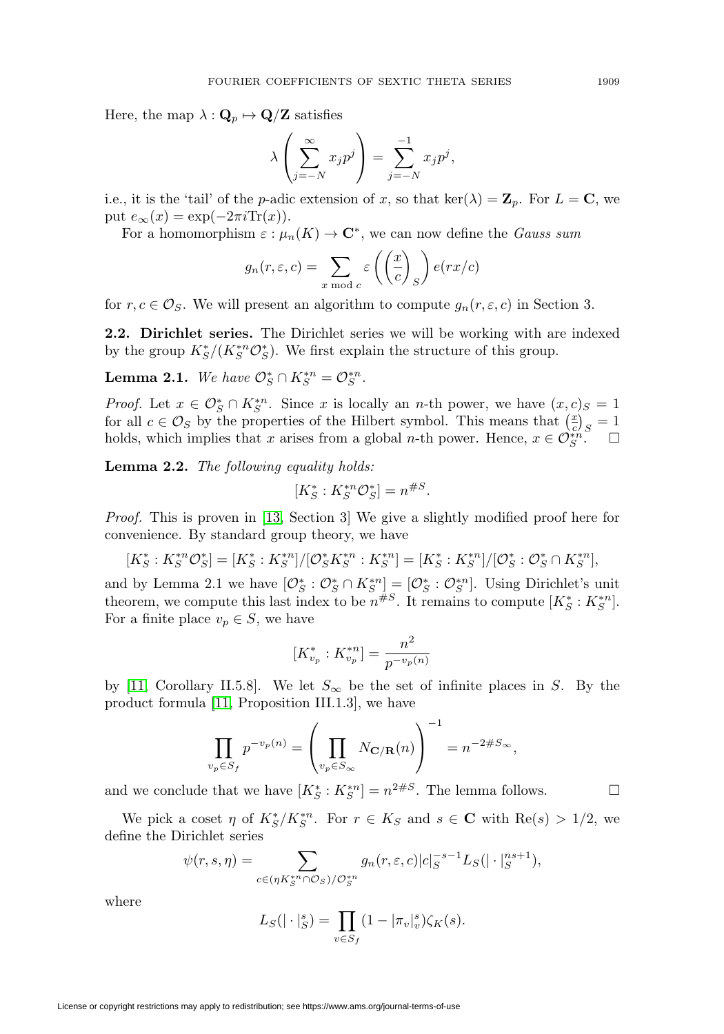Here, the map $\lambda : \mathbf{Q}_p \mapsto \mathbf{Q}/\mathbf{Z}$ satisfies

$$\lambda\left(\sum_{j=-N}^{\infty} x_j p^j\right) = \sum_{j=-N}^{-1} x_j p^j,$$

i.e., it is the 'tail' of the $p$-adic extension of $x$, so that $\ker(\lambda) = \mathbf{Z}_p$. For $L = \mathbf{C}$, we put $e_\infty(x) = \exp(-2\pi i \mathrm{Tr}(x))$.

For a homomorphism $\varepsilon : \mu_n(K) \to \mathbf{C}^*$, we can now define the *Gauss sum*

$$g_n(r, \varepsilon, c) = \sum_{x \bmod c} \varepsilon\left(\left(\frac{x}{c}\right)_S\right) e(rx/c)$$

for $r, c \in \mathcal{O}_S$. We will present an algorithm to compute $g_n(r, \varepsilon, c)$ in Section 3.

**2.2. Dirichlet series.** The Dirichlet series we will be working with are indexed by the group $K_S^*/(K_S^{*n}\mathcal{O}_S^*)$. We first explain the structure of this group.

**Lemma 2.1.** *We have $\mathcal{O}_S^* \cap K_S^{*n} = \mathcal{O}_S^{*n}$.*

*Proof.* Let $x \in \mathcal{O}_S^* \cap K_S^{*n}$. Since $x$ is locally an $n$-th power, we have $(x, c)_S = 1$ for all $c \in \mathcal{O}_S$ by the properties of the Hilbert symbol. This means that $\left(\frac{x}{c}\right)_S = 1$ holds, which implies that $x$ arises from a global $n$-th power. Hence, $x \in \mathcal{O}_S^{*n}$. $\square$

**Lemma 2.2.** *The following equality holds:*

$$[K_S^* : K_S^{*n}\mathcal{O}_S^*] = n^{\#S}.$$

*Proof.* This is proven in [13, Section 3] We give a slightly modified proof here for convenience. By standard group theory, we have

$$[K_S^* : K_S^{*n}\mathcal{O}_S^*] = [K_S^* : K_S^{*n}]/[\mathcal{O}_S^* K_S^{*n} : K_S^{*n}] = [K_S^* : K_S^{*n}]/[\mathcal{O}_S^* : \mathcal{O}_S^* \cap K_S^{*n}],$$

and by Lemma 2.1 we have $[\mathcal{O}_S^* : \mathcal{O}_S^* \cap K_S^{*n}] = [\mathcal{O}_S^* : \mathcal{O}_S^{*n}]$. Using Dirichlet's unit theorem, we compute this last index to be $n^{\#S}$. It remains to compute $[K_S^* : K_S^{*n}]$. For a finite place $v_p \in S$, we have

$$[K_{v_p}^* : K_{v_p}^{*n}] = \frac{n^2}{p^{-v_p(n)}}$$

by [11, Corollary II.5.8]. We let $S_\infty$ be the set of infinite places in $S$. By the product formula [11, Proposition III.1.3], we have

$$\prod_{v_p \in S_f} p^{-v_p(n)} = \left(\prod_{v_p \in S_\infty} N_{\mathbf{C}/\mathbf{R}}(n)\right)^{-1} = n^{-2\#S_\infty},$$

and we conclude that we have $[K_S^* : K_S^{*n}] = n^{2\#S}$. The lemma follows. $\square$

We pick a coset $\eta$ of $K_S^*/K_S^{*n}$. For $r \in K_S$ and $s \in \mathbf{C}$ with $\mathrm{Re}(s) > 1/2$, we define the Dirichlet series

$$\psi(r, s, \eta) = \sum_{c \in (\eta K_S^{*n} \cap \mathcal{O}_S)/\mathcal{O}_S^{*n}} g_n(r, \varepsilon, c)|c|_S^{-s-1} L_S(|\cdot|_S^{ns+1}),$$

where

$$L_S(|\cdot|_S^s) = \prod_{v \in S_f} (1 - |\pi_v|_v^s)\zeta_K(s).$$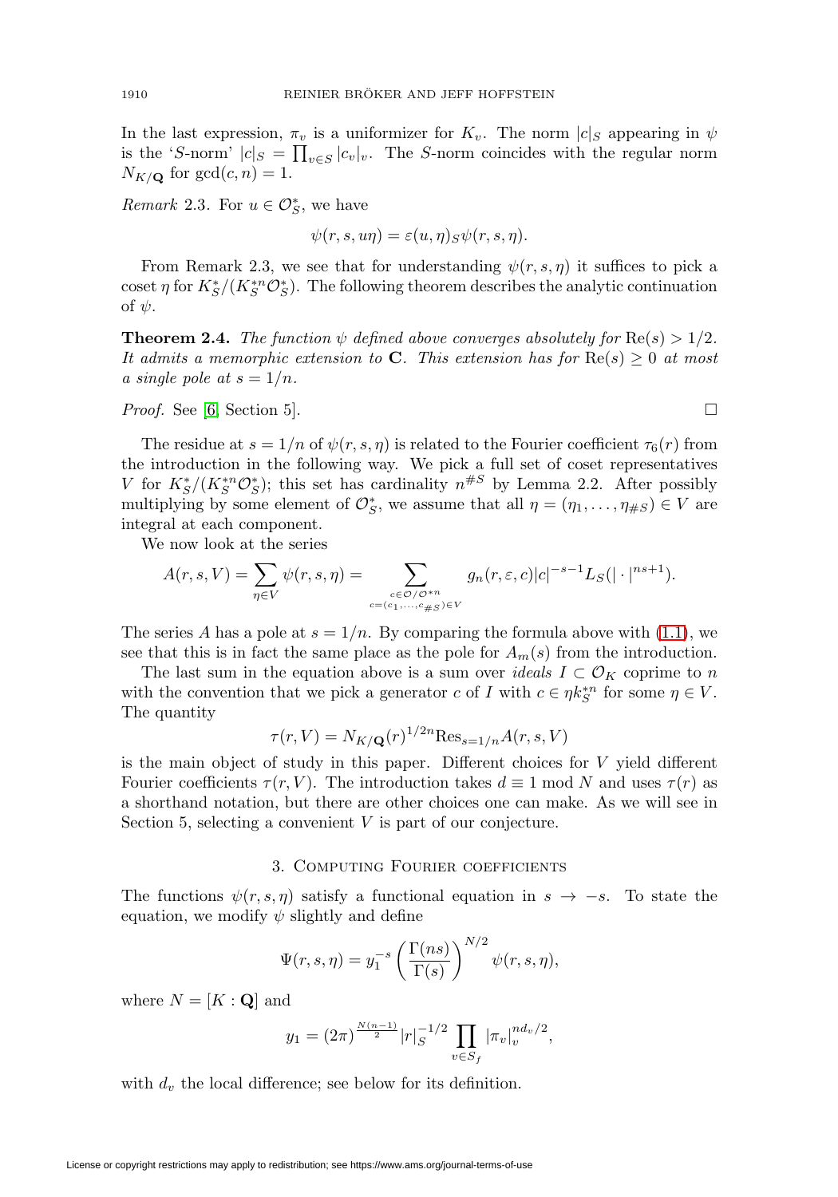In the last expression, $\pi_v$ is a uniformizer for $K_v$. The norm $|c|_S$ appearing in $\psi$ is the '$S$-norm' $|c|_S = \prod_{v \in S} |c_v|_v$. The $S$-norm coincides with the regular norm $N_{K/\mathbf{Q}}$ for $\gcd(c, n) = 1$.

*Remark* 2.3. For $u \in \mathcal{O}_S^*$, we have

$$\psi(r, s, u\eta) = \varepsilon(u, \eta)_S \psi(r, s, \eta).$$

From Remark 2.3, we see that for understanding $\psi(r, s, \eta)$ it suffices to pick a coset $\eta$ for $K_S^*/(K_S^{*n}\mathcal{O}_S^*)$. The following theorem describes the analytic continuation of $\psi$.

**Theorem 2.4.** *The function $\psi$ defined above converges absolutely for $\mathrm{Re}(s) > 1/2$. It admits a memorphic extension to $\mathbf{C}$. This extension has for $\mathrm{Re}(s) \geq 0$ at most a single pole at $s = 1/n$.*

*Proof.* See [6, Section 5]. $\square$

The residue at $s = 1/n$ of $\psi(r, s, \eta)$ is related to the Fourier coefficient $\tau_6(r)$ from the introduction in the following way. We pick a full set of coset representatives $V$ for $K_S^*/(K_S^{*n}\mathcal{O}_S^*)$; this set has cardinality $n^{\#S}$ by Lemma 2.2. After possibly multiplying by some element of $\mathcal{O}_S^*$, we assume that all $\eta = (\eta_1, \ldots, \eta_{\#S}) \in V$ are integral at each component.

We now look at the series

$$A(r, s, V) = \sum_{\eta \in V} \psi(r, s, \eta) = \sum_{\substack{c \in \mathcal{O}/\mathcal{O}^{*n} \\ c = (c_1, \ldots, c_{\#S}) \in V}} g_n(r, \varepsilon, c)|c|^{-s-1} L_S(|\cdot|^{ns+1}).$$

The series $A$ has a pole at $s = 1/n$. By comparing the formula above with (1.1), we see that this is in fact the same place as the pole for $A_m(s)$ from the introduction.

The last sum in the equation above is a sum over *ideals* $I \subset \mathcal{O}_K$ coprime to $n$ with the convention that we pick a generator $c$ of $I$ with $c \in \eta k_S^{*n}$ for some $\eta \in V$. The quantity

$$\tau(r, V) = N_{K/\mathbf{Q}}(r)^{1/2n} \mathrm{Res}_{s=1/n} A(r, s, V)$$

is the main object of study in this paper. Different choices for $V$ yield different Fourier coefficients $\tau(r, V)$. The introduction takes $d \equiv 1 \bmod N$ and uses $\tau(r)$ as a shorthand notation, but there are other choices one can make. As we will see in Section 5, selecting a convenient $V$ is part of our conjecture.

## 3. Computing Fourier coefficients

The functions $\psi(r, s, \eta)$ satisfy a functional equation in $s \to -s$. To state the equation, we modify $\psi$ slightly and define

$$\Psi(r, s, \eta) = y_1^{-s} \left( \frac{\Gamma(ns)}{\Gamma(s)} \right)^{N/2} \psi(r, s, \eta),$$

where $N = [K : \mathbf{Q}]$ and

$$y_1 = (2\pi)^{\frac{N(n-1)}{2}} |r|_S^{-1/2} \prod_{v \in S_f} |\pi_v|_v^{nd_v/2},$$

with $d_v$ the local difference; see below for its definition.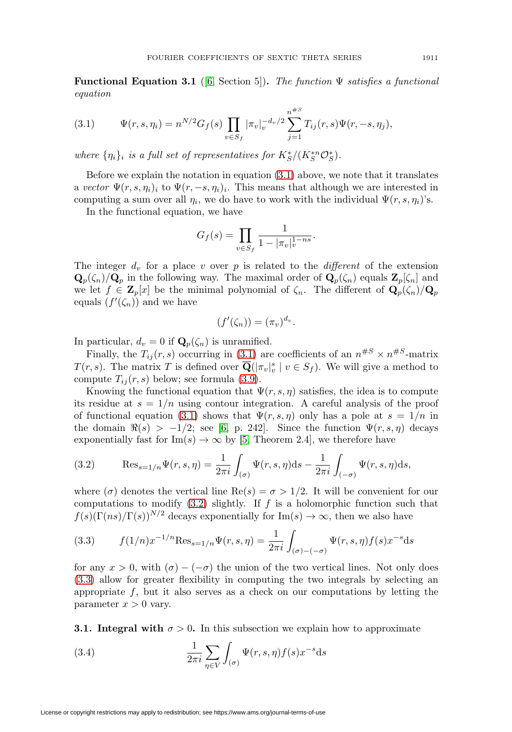**Functional Equation 3.1** ([6, Section 5]). *The function $\Psi$ satisfies a functional equation*

$$\Psi(r,s,\eta_i) = n^{N/2} G_f(s) \prod_{v\in S_f} |\pi_v|_v^{-d_v/2} \sum_{j=1}^{n^{\#S}} T_{ij}(r,s)\Psi(r,-s,\eta_j), \tag{3.1}$$

*where $\{\eta_i\}_i$ is a full set of representatives for $K_S^*/(K_S^{*n}\mathcal{O}_S^*)$.*

Before we explain the notation in equation (3.1) above, we note that it translates a *vector* $\Psi(r,s,\eta_i)_i$ to $\Psi(r,-s,\eta_i)_i$. This means that although we are interested in computing a sum over all $\eta_i$, we do have to work with the individual $\Psi(r,s,\eta_i)$'s.

In the functional equation, we have

$$G_f(s) = \prod_{v\in S_f} \frac{1}{1-|\pi_v|_v^{1-ns}}.$$

The integer $d_v$ for a place $v$ over $p$ is related to the *different* of the extension $\mathbf{Q}_p(\zeta_n)/\mathbf{Q}_p$ in the following way. The maximal order of $\mathbf{Q}_p(\zeta_n)$ equals $\mathbf{Z}_p[\zeta_n]$ and we let $f \in \mathbf{Z}_p[x]$ be the minimal polynomial of $\zeta_n$. The different of $\mathbf{Q}_p(\zeta_n)/\mathbf{Q}_p$ equals $(f'(\zeta_n))$ and we have

$$(f'(\zeta_n)) = (\pi_v)^{d_v}.$$

In particular, $d_v = 0$ if $\mathbf{Q}_p(\zeta_n)$ is unramified.

Finally, the $T_{ij}(r,s)$ occurring in (3.1) are coefficients of an $n^{\#S}\times n^{\#S}$-matrix $T(r,s)$. The matrix $T$ is defined over $\overline{\mathbf{Q}}(|\pi_v|_v^s \mid v\in S_f)$. We will give a method to compute $T_{ij}(r,s)$ below; see formula (3.9).

Knowing the functional equation that $\Psi(r,s,\eta)$ satisfies, the idea is to compute its residue at $s = 1/n$ using contour integration. A careful analysis of the proof of functional equation (3.1) shows that $\Psi(r,s,\eta)$ only has a pole at $s = 1/n$ in the domain $\Re(s) > -1/2$; see [6, p. 242]. Since the function $\Psi(r,s,\eta)$ decays exponentially fast for $\mathrm{Im}(s)\to\infty$ by [5, Theorem 2.4], we therefore have

$$\mathrm{Res}_{s=1/n}\Psi(r,s,\eta) = \frac{1}{2\pi i}\int_{(\sigma)} \Psi(r,s,\eta)\mathrm{d}s - \frac{1}{2\pi i}\int_{(-\sigma)} \Psi(r,s,\eta)\mathrm{d}s, \tag{3.2}$$

where $(\sigma)$ denotes the vertical line $\mathrm{Re}(s) = \sigma > 1/2$. It will be convenient for our computations to modify (3.2) slightly. If $f$ is a holomorphic function such that $f(s)(\Gamma(ns)/\Gamma(s))^{N/2}$ decays exponentially for $\mathrm{Im}(s)\to\infty$, then we also have

$$f(1/n)x^{-1/n}\mathrm{Res}_{s=1/n}\Psi(r,s,\eta) = \frac{1}{2\pi i}\int_{(\sigma)-(-\sigma)} \Psi(r,s,\eta)f(s)x^{-s}\mathrm{d}s \tag{3.3}$$

for any $x > 0$, with $(\sigma)-(-\sigma)$ the union of the two vertical lines. Not only does (3.3) allow for greater flexibility in computing the two integrals by selecting an appropriate $f$, but it also serves as a check on our computations by letting the parameter $x > 0$ vary.

**3.1. Integral with $\sigma > 0$.** In this subsection we explain how to approximate

$$\frac{1}{2\pi i}\sum_{\eta\in V}\int_{(\sigma)} \Psi(r,s,\eta)f(s)x^{-s}\mathrm{d}s \tag{3.4}$$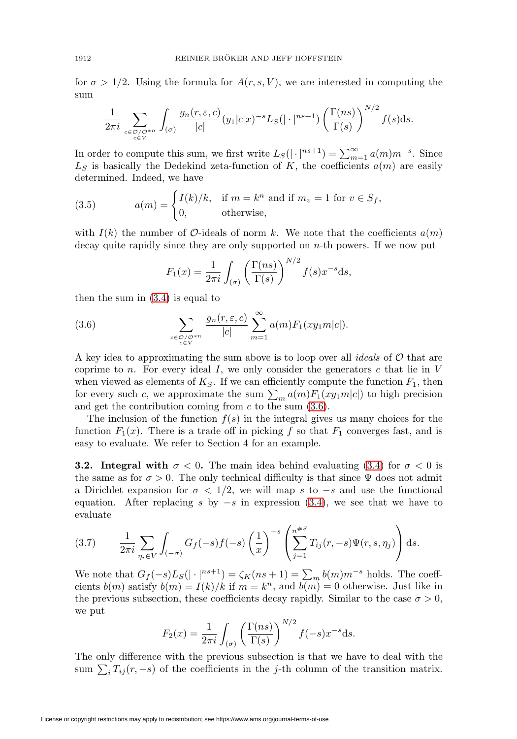for $\sigma > 1/2$. Using the formula for $A(r, s, V)$, we are interested in computing the sum

$$\frac{1}{2\pi i} \sum_{\substack{c \in \mathcal{O}/\mathcal{O}^{*n} \\ c \in V}} \int_{(\sigma)} \frac{g_n(r, \varepsilon, c)}{|c|} (y_1 |c| x)^{-s} L_S(|\cdot|^{ns+1}) \left( \frac{\Gamma(ns)}{\Gamma(s)} \right)^{N/2} f(s) \mathrm{d}s.$$

In order to compute this sum, we first write $L_S(|\cdot|^{ns+1}) = \sum_{m=1}^{\infty} a(m) m^{-s}$. Since $L_S$ is basically the Dedekind zeta-function of $K$, the coefficients $a(m)$ are easily determined. Indeed, we have

$$a(m) = \begin{cases} I(k)/k, & \text{if } m = k^n \text{ and if } m_v = 1 \text{ for } v \in S_f, \\ 0, & \text{otherwise,} \end{cases} \tag{3.5}$$

with $I(k)$ the number of $\mathcal{O}$-ideals of norm $k$. We note that the coefficients $a(m)$ decay quite rapidly since they are only supported on $n$-th powers. If we now put

$$F_1(x) = \frac{1}{2\pi i} \int_{(\sigma)} \left( \frac{\Gamma(ns)}{\Gamma(s)} \right)^{N/2} f(s) x^{-s} \mathrm{d}s,$$

then the sum in (3.4) is equal to

$$\sum_{\substack{c \in \mathcal{O}/\mathcal{O}^{*n} \\ c \in V}} \frac{g_n(r, \varepsilon, c)}{|c|} \sum_{m=1}^{\infty} a(m) F_1(x y_1 m |c|). \tag{3.6}$$

A key idea to approximating the sum above is to loop over all *ideals* of $\mathcal{O}$ that are coprime to $n$. For every ideal $I$, we only consider the generators $c$ that lie in $V$ when viewed as elements of $K_S$. If we can efficiently compute the function $F_1$, then for every such $c$, we approximate the sum $\sum_m a(m) F_1(x y_1 m |c|)$ to high precision and get the contribution coming from $c$ to the sum (3.6).

The inclusion of the function $f(s)$ in the integral gives us many choices for the function $F_1(x)$. There is a trade off in picking $f$ so that $F_1$ converges fast, and is easy to evaluate. We refer to Section 4 for an example.

**3.2. Integral with $\sigma < 0$.** The main idea behind evaluating (3.4) for $\sigma < 0$ is the same as for $\sigma > 0$. The only technical difficulty is that since $\Psi$ does not admit a Dirichlet expansion for $\sigma < 1/2$, we will map $s$ to $-s$ and use the functional equation. After replacing $s$ by $-s$ in expression (3.4), we see that we have to evaluate

$$\frac{1}{2\pi i} \sum_{\eta_i \in V} \int_{(-\sigma)} G_f(-s) f(-s) \left( \frac{1}{x} \right)^{-s} \left( \sum_{j=1}^{n^{\#S}} T_{ij}(r, -s) \Psi(r, s, \eta_j) \right) \mathrm{d}s. \tag{3.7}$$

We note that $G_f(-s) L_S(|\cdot|^{ns+1}) = \zeta_K(ns+1) = \sum_m b(m) m^{-s}$ holds. The coefficients $b(m)$ satisfy $b(m) = I(k)/k$ if $m = k^n$, and $b(m) = 0$ otherwise. Just like in the previous subsection, these coefficients decay rapidly. Similar to the case $\sigma > 0$, we put

$$F_2(x) = \frac{1}{2\pi i} \int_{(\sigma)} \left( \frac{\Gamma(ns)}{\Gamma(s)} \right)^{N/2} f(-s) x^{-s} \mathrm{d}s.$$

The only difference with the previous subsection is that we have to deal with the sum $\sum_i T_{ij}(r, -s)$ of the coefficients in the $j$-th column of the transition matrix.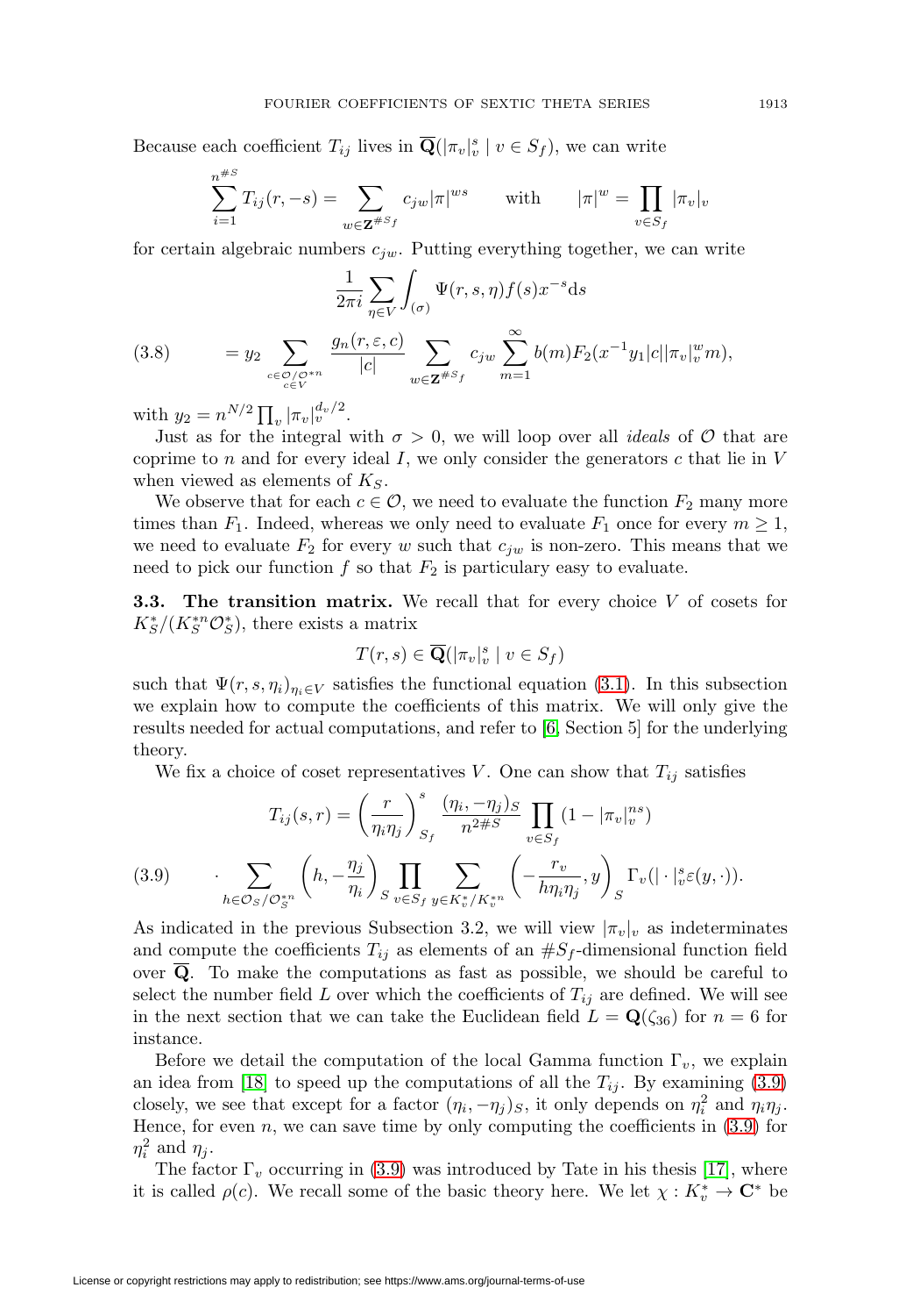Because each coefficient $T_{ij}$ lives in $\overline{\mathbf{Q}}(|\pi_v|_v^s \mid v \in S_f)$, we can write

$$\sum_{i=1}^{n^{\#S}} T_{ij}(r,-s) = \sum_{w\in \mathbf{Z}^{\#S_f}} c_{jw}|\pi|^{ws} \qquad \text{with} \qquad |\pi|^w = \prod_{v\in S_f} |\pi_v|_v$$

for certain algebraic numbers $c_{jw}$. Putting everything together, we can write

$$\begin{aligned}
&\frac{1}{2\pi i}\sum_{\eta\in V}\int_{(\sigma)} \Psi(r,s,\eta) f(s) x^{-s} \mathrm{d}s \\
(3.8)\qquad &= y_2 \sum_{\substack{c\in \mathcal{O}/\mathcal{O}^{*n} \\ c\in V}} \frac{g_n(r,\varepsilon,c)}{|c|} \sum_{w\in \mathbf{Z}^{\#S_f}} c_{jw} \sum_{m=1}^{\infty} b(m) F_2(x^{-1}y_1|c||\pi_v|_v^w m),
\end{aligned}$$

with $y_2 = n^{N/2}\prod_v |\pi_v|_v^{d_v/2}$.

Just as for the integral with $\sigma > 0$, we will loop over all *ideals* of $\mathcal{O}$ that are coprime to $n$ and for every ideal $I$, we only consider the generators $c$ that lie in $V$ when viewed as elements of $K_S$.

We observe that for each $c \in \mathcal{O}$, we need to evaluate the function $F_2$ many more times than $F_1$. Indeed, whereas we only need to evaluate $F_1$ once for every $m \geq 1$, we need to evaluate $F_2$ for every $w$ such that $c_{jw}$ is non-zero. This means that we need to pick our function $f$ so that $F_2$ is particulary easy to evaluate.

**3.3. The transition matrix.** We recall that for every choice $V$ of cosets for $K_S^*/(K_S^{*n}\mathcal{O}_S^*)$, there exists a matrix

$$T(r,s) \in \overline{\mathbf{Q}}(|\pi_v|_v^s \mid v\in S_f)$$

such that $\Psi(r,s,\eta_i)_{\eta_i\in V}$ satisfies the functional equation (3.1). In this subsection we explain how to compute the coefficients of this matrix. We will only give the results needed for actual computations, and refer to [6, Section 5] for the underlying theory.

We fix a choice of coset representatives $V$. One can show that $T_{ij}$ satisfies

$$\begin{aligned}
T_{ij}(s,r) &= \left(\frac{r}{\eta_i\eta_j}\right)_{S_f}^{s} \frac{(\eta_i,-\eta_j)_S}{n^{2\#S}} \prod_{v\in S_f}(1-|\pi_v|_v^{ns}) \\
(3.9)\qquad &\cdot \sum_{h\in \mathcal{O}_S/\mathcal{O}_S^{*n}} \left(h, -\frac{\eta_j}{\eta_i}\right)_S \prod_{v\in S_f}\sum_{y\in K_v^*/K_v^{*n}} \left(-\frac{r_v}{h\eta_i\eta_j}, y\right)_S \Gamma_v(|\cdot|_v^s \varepsilon(y,\cdot)).
\end{aligned}$$

As indicated in the previous Subsection 3.2, we will view $|\pi_v|_v$ as indeterminates and compute the coefficients $T_{ij}$ as elements of an $\#S_f$-dimensional function field over $\overline{\mathbf{Q}}$. To make the computations as fast as possible, we should be careful to select the number field $L$ over which the coefficients of $T_{ij}$ are defined. We will see in the next section that we can take the Euclidean field $L = \mathbf{Q}(\zeta_{36})$ for $n = 6$ for instance.

Before we detail the computation of the local Gamma function $\Gamma_v$, we explain an idea from [18] to speed up the computations of all the $T_{ij}$. By examining (3.9) closely, we see that except for a factor $(\eta_i, -\eta_j)_S$, it only depends on $\eta_i^2$ and $\eta_i\eta_j$. Hence, for even $n$, we can save time by only computing the coefficients in (3.9) for $\eta_i^2$ and $\eta_j$.

The factor $\Gamma_v$ occurring in (3.9) was introduced by Tate in his thesis [17], where it is called $\rho(c)$. We recall some of the basic theory here. We let $\chi : K_v^* \to \mathbf{C}^*$ be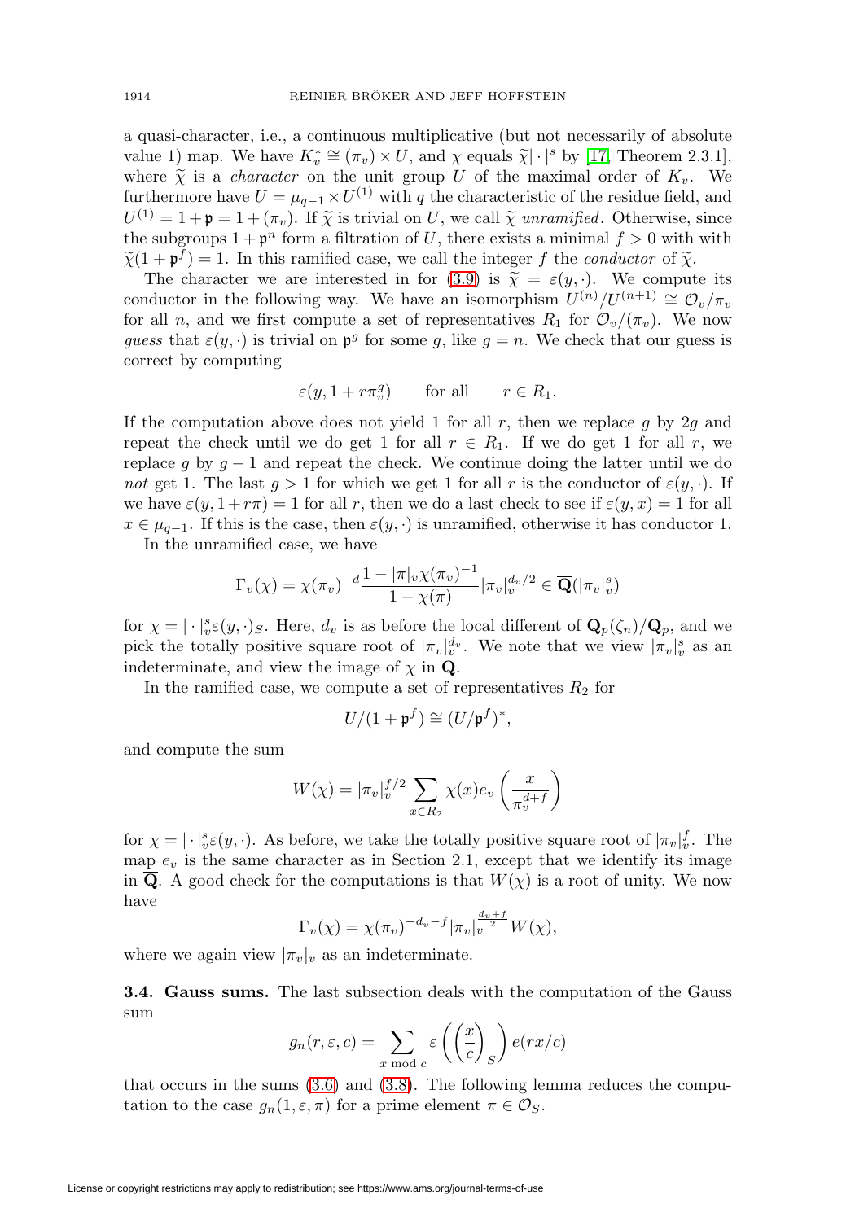a quasi-character, i.e., a continuous multiplicative (but not necessarily of absolute value 1) map. We have $K_v^* \cong (\pi_v) \times U$, and $\chi$ equals $\widetilde{\chi}|\cdot|^s$ by [17, Theorem 2.3.1], where $\widetilde{\chi}$ is a *character* on the unit group $U$ of the maximal order of $K_v$. We furthermore have $U = \mu_{q-1} \times U^{(1)}$ with $q$ the characteristic of the residue field, and $U^{(1)} = 1 + \mathfrak{p} = 1 + (\pi_v)$. If $\widetilde{\chi}$ is trivial on $U$, we call $\widetilde{\chi}$ *unramified*. Otherwise, since the subgroups $1 + \mathfrak{p}^n$ form a filtration of $U$, there exists a minimal $f > 0$ with with $\widetilde{\chi}(1 + \mathfrak{p}^f) = 1$. In this ramified case, we call the integer $f$ the *conductor* of $\widetilde{\chi}$.

The character we are interested in for (3.9) is $\widetilde{\chi} = \varepsilon(y, \cdot)$. We compute its conductor in the following way. We have an isomorphism $U^{(n)}/U^{(n+1)} \cong \mathcal{O}_v/\pi_v$ for all $n$, and we first compute a set of representatives $R_1$ for $\mathcal{O}_v/(\pi_v)$. We now *guess* that $\varepsilon(y, \cdot)$ is trivial on $\mathfrak{p}^g$ for some $g$, like $g = n$. We check that our guess is correct by computing

$$\varepsilon(y, 1 + r\pi_v^g) \qquad \text{for all} \qquad r \in R_1.$$

If the computation above does not yield 1 for all $r$, then we replace $g$ by $2g$ and repeat the check until we do get 1 for all $r \in R_1$. If we do get 1 for all $r$, we replace $g$ by $g - 1$ and repeat the check. We continue doing the latter until we do *not* get 1. The last $g > 1$ for which we get 1 for all $r$ is the conductor of $\varepsilon(y, \cdot)$. If we have $\varepsilon(y, 1 + r\pi) = 1$ for all $r$, then we do a last check to see if $\varepsilon(y, x) = 1$ for all $x \in \mu_{q-1}$. If this is the case, then $\varepsilon(y, \cdot)$ is unramified, otherwise it has conductor 1.

In the unramified case, we have

$$\Gamma_v(\chi) = \chi(\pi_v)^{-d} \frac{1 - |\pi|_v \chi(\pi_v)^{-1}}{1 - \chi(\pi)} |\pi_v|_v^{d_v/2} \in \overline{\mathbf{Q}}(|\pi_v|_v^s)$$

for $\chi = |\cdot|_v^s \varepsilon(y, \cdot)_S$. Here, $d_v$ is as before the local different of $\mathbf{Q}_p(\zeta_n)/\mathbf{Q}_p$, and we pick the totally positive square root of $|\pi_v|_v^{d_v}$. We note that we view $|\pi_v|_v^s$ as an indeterminate, and view the image of $\chi$ in $\overline{\mathbf{Q}}$.

In the ramified case, we compute a set of representatives $R_2$ for

$$U/(1 + \mathfrak{p}^f) \cong (U/\mathfrak{p}^f)^*,$$

and compute the sum

$$W(\chi) = |\pi_v|_v^{f/2} \sum_{x \in R_2} \chi(x) e_v\left(\frac{x}{\pi_v^{d+f}}\right)$$

for $\chi = |\cdot|_v^s \varepsilon(y, \cdot)$. As before, we take the totally positive square root of $|\pi_v|_v^f$. The map $e_v$ is the same character as in Section 2.1, except that we identify its image in $\overline{\mathbf{Q}}$. A good check for the computations is that $W(\chi)$ is a root of unity. We now have

$$\Gamma_v(\chi) = \chi(\pi_v)^{-d_v - f} |\pi_v|_v^{\frac{d_v + f}{2}} W(\chi),$$

where we again view $|\pi_v|_v$ as an indeterminate.

**3.4. Gauss sums.** The last subsection deals with the computation of the Gauss sum

$$g_n(r, \varepsilon, c) = \sum_{x \bmod c} \varepsilon\left(\left(\frac{x}{c}\right)_S\right) e(rx/c)$$

that occurs in the sums (3.6) and (3.8). The following lemma reduces the computation to the case $g_n(1, \varepsilon, \pi)$ for a prime element $\pi \in \mathcal{O}_S$.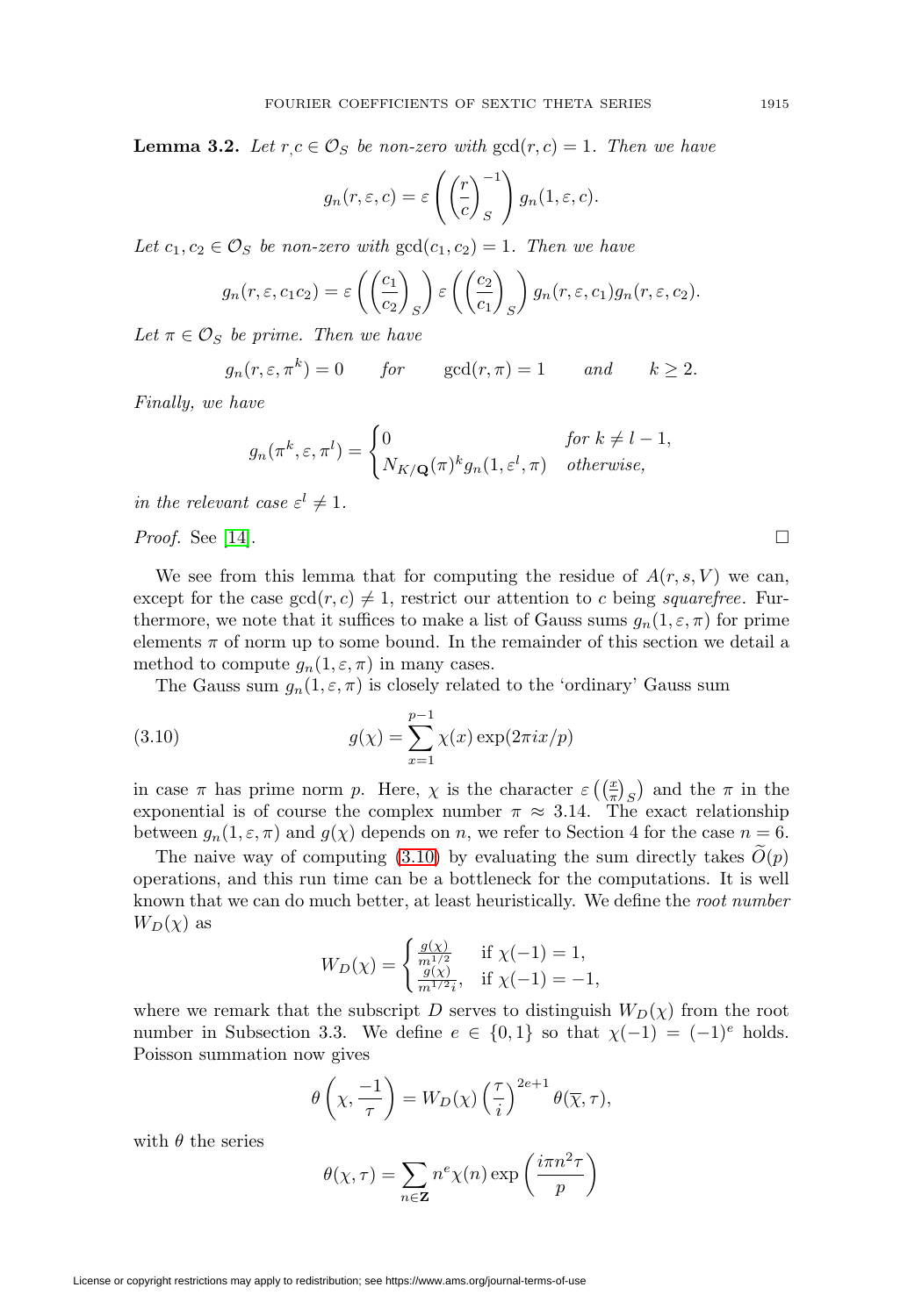**Lemma 3.2.** *Let $r, c \in \mathcal{O}_S$ be non-zero with $\gcd(r,c) = 1$. Then we have*

$$g_n(r, \varepsilon, c) = \varepsilon\left(\left(\frac{r}{c}\right)_S^{-1}\right) g_n(1, \varepsilon, c).$$

*Let $c_1, c_2 \in \mathcal{O}_S$ be non-zero with $\gcd(c_1, c_2) = 1$. Then we have*

$$g_n(r, \varepsilon, c_1 c_2) = \varepsilon\left(\left(\frac{c_1}{c_2}\right)_S\right) \varepsilon\left(\left(\frac{c_2}{c_1}\right)_S\right) g_n(r, \varepsilon, c_1) g_n(r, \varepsilon, c_2).$$

*Let $\pi \in \mathcal{O}_S$ be prime. Then we have*

$$g_n(r, \varepsilon, \pi^k) = 0 \qquad \text{for} \qquad \gcd(r, \pi) = 1 \qquad \text{and} \qquad k \geq 2.$$

*Finally, we have*

$$g_n(\pi^k, \varepsilon, \pi^l) = \begin{cases} 0 & \text{for } k \neq l-1, \\ N_{K/\mathbf{Q}}(\pi)^k g_n(1, \varepsilon^l, \pi) & \text{otherwise,} \end{cases}$$

*in the relevant case $\varepsilon^l \neq 1$.*

*Proof.* See [14]. $\square$

We see from this lemma that for computing the residue of $A(r, s, V)$ we can, except for the case $\gcd(r, c) \neq 1$, restrict our attention to $c$ being *squarefree*. Furthermore, we note that it suffices to make a list of Gauss sums $g_n(1, \varepsilon, \pi)$ for prime elements $\pi$ of norm up to some bound. In the remainder of this section we detail a method to compute $g_n(1, \varepsilon, \pi)$ in many cases.

The Gauss sum $g_n(1, \varepsilon, \pi)$ is closely related to the 'ordinary' Gauss sum

$$g(\chi) = \sum_{x=1}^{p-1} \chi(x) \exp(2\pi i x/p) \tag{3.10}$$

in case $\pi$ has prime norm $p$. Here, $\chi$ is the character $\varepsilon\left(\left(\frac{x}{\pi}\right)_S\right)$ and the $\pi$ in the exponential is of course the complex number $\pi \approx 3.14$. The exact relationship between $g_n(1, \varepsilon, \pi)$ and $g(\chi)$ depends on $n$, we refer to Section 4 for the case $n = 6$.

The naive way of computing (3.10) by evaluating the sum directly takes $\widetilde{O}(p)$ operations, and this run time can be a bottleneck for the computations. It is well known that we can do much better, at least heuristically. We define the *root number* $W_D(\chi)$ as

$$W_D(\chi) = \begin{cases} \frac{g(\chi)}{m^{1/2}} & \text{if } \chi(-1) = 1, \\ \frac{g(\chi)}{m^{1/2} i}, & \text{if } \chi(-1) = -1, \end{cases}$$

where we remark that the subscript $D$ serves to distinguish $W_D(\chi)$ from the root number in Subsection 3.3. We define $e \in \{0, 1\}$ so that $\chi(-1) = (-1)^e$ holds. Poisson summation now gives

$$\theta\left(\chi, \frac{-1}{\tau}\right) = W_D(\chi) \left(\frac{\tau}{i}\right)^{2e+1} \theta(\overline{\chi}, \tau),$$

with $\theta$ the series

$$\theta(\chi, \tau) = \sum_{n \in \mathbf{Z}} n^e \chi(n) \exp\left(\frac{i \pi n^2 \tau}{p}\right)$$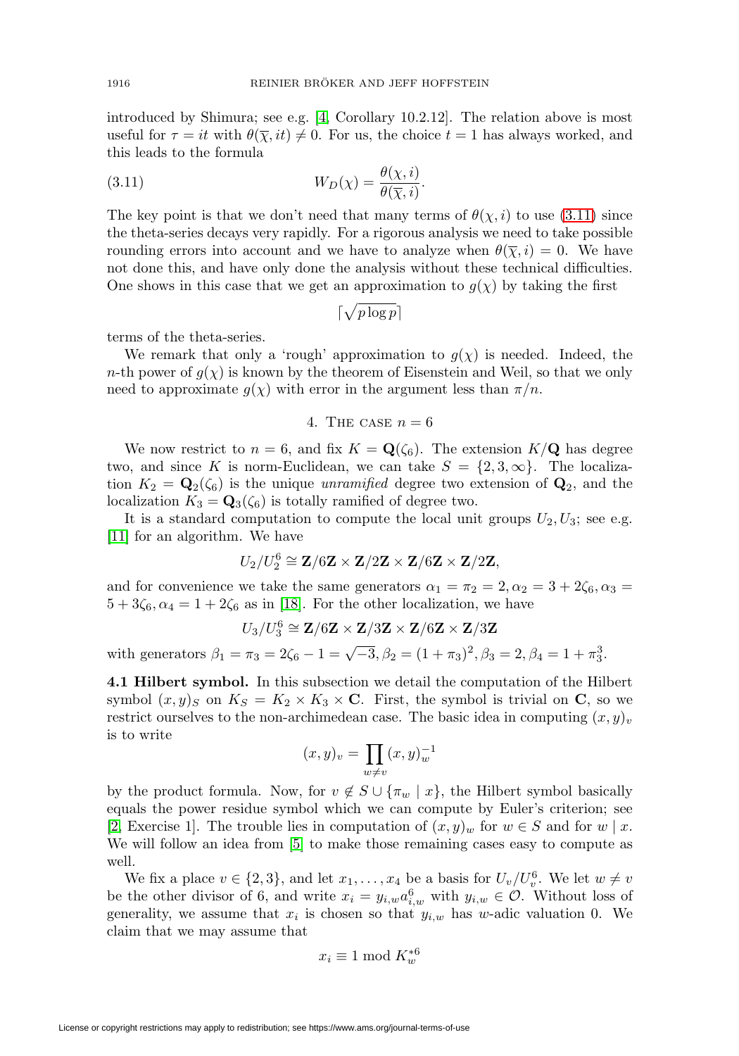introduced by Shimura; see e.g. [4, Corollary 10.2.12]. The relation above is most useful for $\tau = it$ with $\theta(\overline{\chi}, it) \neq 0$. For us, the choice $t = 1$ has always worked, and this leads to the formula

$$W_D(\chi) = \frac{\theta(\chi, i)}{\theta(\overline{\chi}, i)}. \tag{3.11}$$

The key point is that we don't need that many terms of $\theta(\chi, i)$ to use (3.11) since the theta-series decays very rapidly. For a rigorous analysis we need to take possible rounding errors into account and we have to analyze when $\theta(\overline{\chi}, i) = 0$. We have not done this, and have only done the analysis without these technical difficulties. One shows in this case that we get an approximation to $g(\chi)$ by taking the first

$$\lceil \sqrt{p \log p} \rceil$$

terms of the theta-series.

We remark that only a 'rough' approximation to $g(\chi)$ is needed. Indeed, the $n$-th power of $g(\chi)$ is known by the theorem of Eisenstein and Weil, so that we only need to approximate $g(\chi)$ with error in the argument less than $\pi/n$.

## 4. The case $n = 6$

We now restrict to $n = 6$, and fix $K = \mathbf{Q}(\zeta_6)$. The extension $K/\mathbf{Q}$ has degree two, and since $K$ is norm-Euclidean, we can take $S = \{2, 3, \infty\}$. The localization $K_2 = \mathbf{Q}_2(\zeta_6)$ is the unique *unramified* degree two extension of $\mathbf{Q}_2$, and the localization $K_3 = \mathbf{Q}_3(\zeta_6)$ is totally ramified of degree two.

It is a standard computation to compute the local unit groups $U_2, U_3$; see e.g. [11] for an algorithm. We have

$$U_2/U_2^6 \cong \mathbf{Z}/6\mathbf{Z} \times \mathbf{Z}/2\mathbf{Z} \times \mathbf{Z}/6\mathbf{Z} \times \mathbf{Z}/2\mathbf{Z},$$

and for convenience we take the same generators $\alpha_1 = \pi_2 = 2, \alpha_2 = 3 + 2\zeta_6, \alpha_3 = 5 + 3\zeta_6, \alpha_4 = 1 + 2\zeta_6$ as in [18]. For the other localization, we have

$$U_3/U_3^6 \cong \mathbf{Z}/6\mathbf{Z} \times \mathbf{Z}/3\mathbf{Z} \times \mathbf{Z}/6\mathbf{Z} \times \mathbf{Z}/3\mathbf{Z}$$

with generators $\beta_1 = \pi_3 = 2\zeta_6 - 1 = \sqrt{-3}, \beta_2 = (1 + \pi_3)^2, \beta_3 = 2, \beta_4 = 1 + \pi_3^3$.

**4.1 Hilbert symbol.** In this subsection we detail the computation of the Hilbert symbol $(x, y)_S$ on $K_S = K_2 \times K_3 \times \mathbf{C}$. First, the symbol is trivial on $\mathbf{C}$, so we restrict ourselves to the non-archimedean case. The basic idea in computing $(x, y)_v$ is to write

$$(x, y)_v = \prod_{w \neq v} (x, y)_w^{-1}$$

by the product formula. Now, for $v \notin S \cup \{\pi_w \mid x\}$, the Hilbert symbol basically equals the power residue symbol which we can compute by Euler's criterion; see [2, Exercise 1]. The trouble lies in computation of $(x, y)_w$ for $w \in S$ and for $w \mid x$. We will follow an idea from [5] to make those remaining cases easy to compute as well.

We fix a place $v \in \{2, 3\}$, and let $x_1, \ldots, x_4$ be a basis for $U_v/U_v^6$. We let $w \neq v$ be the other divisor of 6, and write $x_i = y_{i,w} a_{i,w}^6$ with $y_{i,w} \in \mathcal{O}$. Without loss of generality, we assume that $x_i$ is chosen so that $y_{i,w}$ has $w$-adic valuation 0. We claim that we may assume that

$$x_i \equiv 1 \bmod K_w^{*6}$$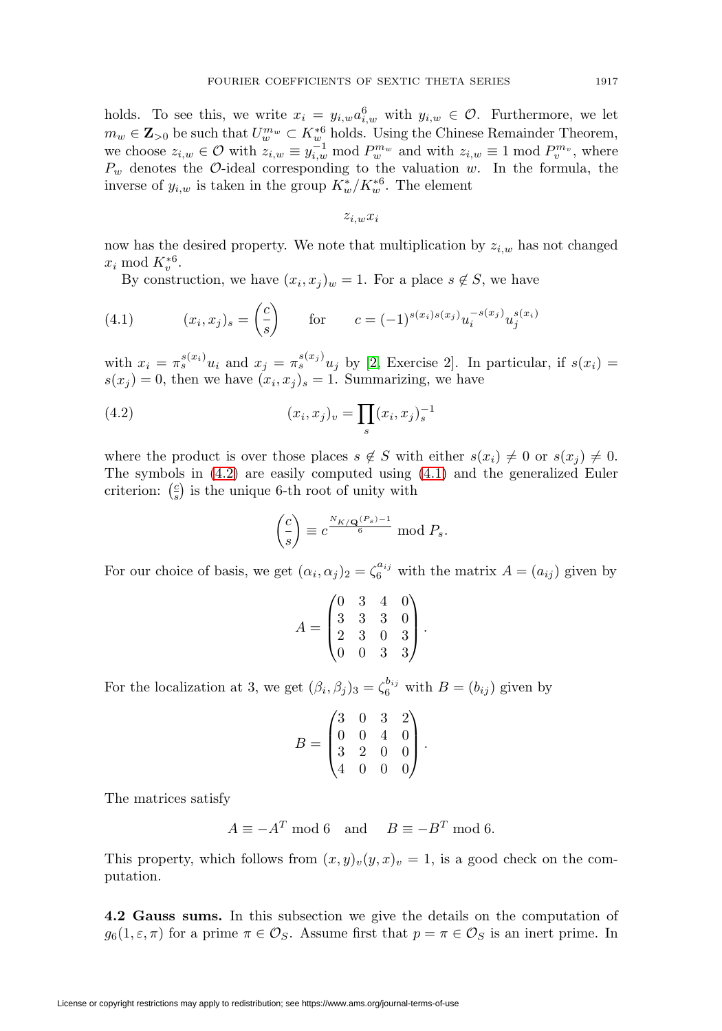holds. To see this, we write $x_i = y_{i,w} a_{i,w}^6$ with $y_{i,w} \in \mathcal{O}$. Furthermore, we let $m_w \in \mathbf{Z}_{>0}$ be such that $U_w^{m_w} \subset K_w^{*6}$ holds. Using the Chinese Remainder Theorem, we choose $z_{i,w} \in \mathcal{O}$ with $z_{i,w} \equiv y_{i,w}^{-1} \bmod P_w^{m_w}$ and with $z_{i,w} \equiv 1 \bmod P_v^{m_v}$, where $P_w$ denotes the $\mathcal{O}$-ideal corresponding to the valuation $w$. In the formula, the inverse of $y_{i,w}$ is taken in the group $K_w^*/K_w^{*6}$. The element

$$z_{i,w} x_i$$

now has the desired property. We note that multiplication by $z_{i,w}$ has not changed $x_i \bmod K_v^{*6}$.

By construction, we have $(x_i, x_j)_w = 1$. For a place $s \notin S$, we have

$$(x_i, x_j)_s = \left(\frac{c}{s}\right) \qquad \text{for} \qquad c = (-1)^{s(x_i)s(x_j)} u_i^{-s(x_j)} u_j^{s(x_i)} \tag{4.1}$$

with $x_i = \pi_s^{s(x_i)} u_i$ and $x_j = \pi_s^{s(x_j)} u_j$ by [2, Exercise 2]. In particular, if $s(x_i) = s(x_j) = 0$, then we have $(x_i, x_j)_s = 1$. Summarizing, we have

$$(x_i, x_j)_v = \prod_s (x_i, x_j)_s^{-1} \tag{4.2}$$

where the product is over those places $s \notin S$ with either $s(x_i) \neq 0$ or $s(x_j) \neq 0$. The symbols in (4.2) are easily computed using (4.1) and the generalized Euler criterion: $\left(\frac{c}{s}\right)$ is the unique 6-th root of unity with

$$\left(\frac{c}{s}\right) \equiv c^{\frac{N_{K/\mathbf{Q}}(P_s)-1}{6}} \bmod P_s.$$

For our choice of basis, we get $(\alpha_i, \alpha_j)_2 = \zeta_6^{a_{ij}}$ with the matrix $A = (a_{ij})$ given by

$$A = \begin{pmatrix} 0 & 3 & 4 & 0 \\ 3 & 3 & 3 & 0 \\ 2 & 3 & 0 & 3 \\ 0 & 0 & 3 & 3 \end{pmatrix}.$$

For the localization at 3, we get $(\beta_i, \beta_j)_3 = \zeta_6^{b_{ij}}$ with $B = (b_{ij})$ given by

$$B = \begin{pmatrix} 3 & 0 & 3 & 2 \\ 0 & 0 & 4 & 0 \\ 3 & 2 & 0 & 0 \\ 4 & 0 & 0 & 0 \end{pmatrix}.$$

The matrices satisfy

$$A \equiv -A^T \bmod 6 \quad \text{and} \quad B \equiv -B^T \bmod 6.$$

This property, which follows from $(x, y)_v (y, x)_v = 1$, is a good check on the computation.

**4.2 Gauss sums.** In this subsection we give the details on the computation of $g_6(1, \varepsilon, \pi)$ for a prime $\pi \in \mathcal{O}_S$. Assume first that $p = \pi \in \mathcal{O}_S$ is an inert prime. In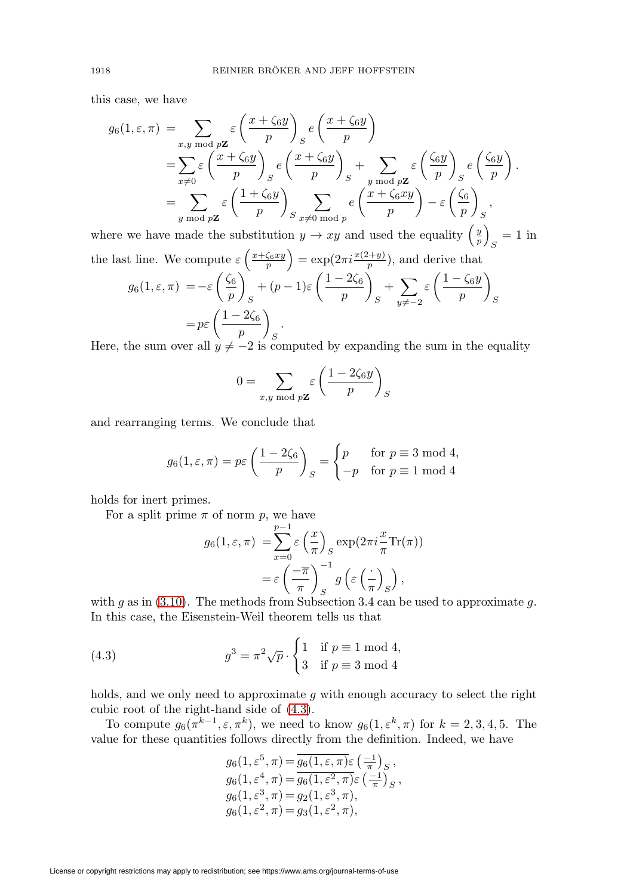this case, we have

$$
\begin{aligned}
g_6(1,\varepsilon,\pi) &= \sum_{x,y \bmod p\mathbf{Z}} \varepsilon\left(\frac{x+\zeta_6 y}{p}\right)_S e\left(\frac{x+\zeta_6 y}{p}\right) \\
&= \sum_{x\neq 0} \varepsilon\left(\frac{x+\zeta_6 y}{p}\right)_S e\left(\frac{x+\zeta_6 y}{p}\right)_S + \sum_{y \bmod p\mathbf{Z}} \varepsilon\left(\frac{\zeta_6 y}{p}\right)_S e\left(\frac{\zeta_6 y}{p}\right). \\
&= \sum_{y \bmod p\mathbf{Z}} \varepsilon\left(\frac{1+\zeta_6 y}{p}\right)_S \sum_{x\neq 0 \bmod p} e\left(\frac{x+\zeta_6 xy}{p}\right) - \varepsilon\left(\frac{\zeta_6}{p}\right)_S,
\end{aligned}
$$

where we have made the substitution $y \to xy$ and used the equality $\left(\frac{y}{p}\right)_S = 1$ in the last line. We compute $\varepsilon\left(\frac{x+\zeta_6 xy}{p}\right) = \exp(2\pi i \frac{x(2+y)}{p})$, and derive that

$$
\begin{aligned}
g_6(1,\varepsilon,\pi) &= -\varepsilon\left(\frac{\zeta_6}{p}\right)_S + (p-1)\varepsilon\left(\frac{1-2\zeta_6}{p}\right)_S + \sum_{y\neq -2} \varepsilon\left(\frac{1-\zeta_6 y}{p}\right)_S \\
&= p\varepsilon\left(\frac{1-2\zeta_6}{p}\right)_S.
\end{aligned}
$$

Here, the sum over all $y \neq -2$ is computed by expanding the sum in the equality

$$
0 = \sum_{x,y \bmod p\mathbf{Z}} \varepsilon\left(\frac{1-2\zeta_6 y}{p}\right)_S
$$

and rearranging terms. We conclude that

$$
g_6(1,\varepsilon,\pi) = p\varepsilon\left(\frac{1-2\zeta_6}{p}\right)_S = \begin{cases} p & \text{for } p \equiv 3 \bmod 4, \\ -p & \text{for } p \equiv 1 \bmod 4 \end{cases}
$$

holds for inert primes.

For a split prime $\pi$ of norm $p$, we have

$$
\begin{aligned}
g_6(1,\varepsilon,\pi) &= \sum_{x=0}^{p-1} \varepsilon\left(\frac{x}{\pi}\right)_S \exp(2\pi i \frac{x}{\pi}\mathrm{Tr}(\pi)) \\
&= \varepsilon\left(\frac{-\overline{\pi}}{\pi}\right)_S^{-1} g\left(\varepsilon\left(\frac{\cdot}{\pi}\right)_S\right),
\end{aligned}
$$

with $g$ as in (3.10). The methods from Subsection 3.4 can be used to approximate $g$. In this case, the Eisenstein-Weil theorem tells us that

$$
g^3 = \pi^2\sqrt{p} \cdot \begin{cases} 1 & \text{if } p \equiv 1 \bmod 4, \\ 3 & \text{if } p \equiv 3 \bmod 4 \end{cases} \tag{4.3}
$$

holds, and we only need to approximate $g$ with enough accuracy to select the right cubic root of the right-hand side of (4.3).

To compute $g_6(\pi^{k-1},\varepsilon,\pi^k)$, we need to know $g_6(1,\varepsilon^k,\pi)$ for $k = 2,3,4,5$. The value for these quantities follows directly from the definition. Indeed, we have

$$
\begin{aligned}
g_6(1,\varepsilon^5,\pi) &= \overline{g_6(1,\varepsilon,\pi)}\varepsilon\left(\tfrac{-1}{\pi}\right)_S, \\
g_6(1,\varepsilon^4,\pi) &= \overline{g_6(1,\varepsilon^2,\pi)}\varepsilon\left(\tfrac{-1}{\pi}\right)_S, \\
g_6(1,\varepsilon^3,\pi) &= g_2(1,\varepsilon^3,\pi), \\
g_6(1,\varepsilon^2,\pi) &= g_3(1,\varepsilon^2,\pi),
\end{aligned}
$$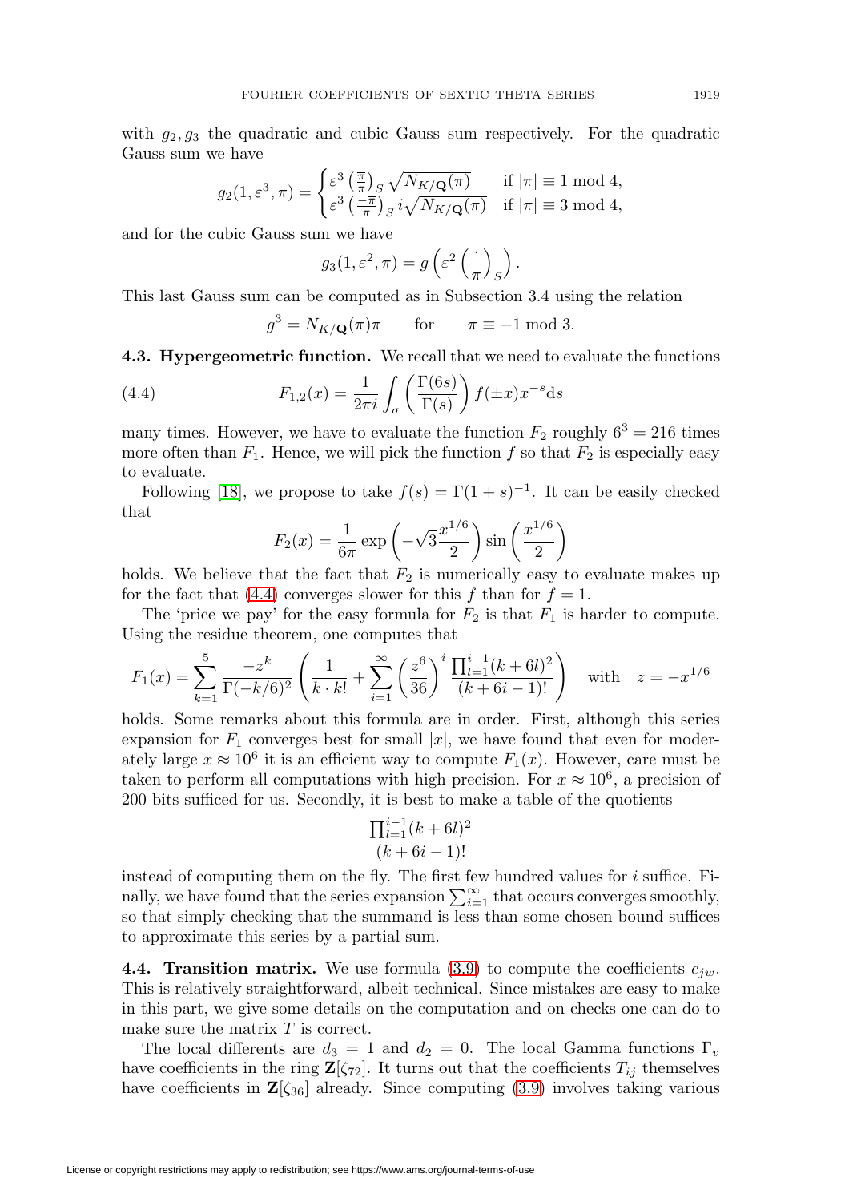with $g_2, g_3$ the quadratic and cubic Gauss sum respectively. For the quadratic Gauss sum we have

$$g_2(1, \varepsilon^3, \pi) = \begin{cases} \varepsilon^3 \left(\frac{\overline{\pi}}{\pi}\right)_S \sqrt{N_{K/\mathbf{Q}}(\pi)} & \text{if } |\pi| \equiv 1 \bmod 4, \\ \varepsilon^3 \left(\frac{-\overline{\pi}}{\pi}\right)_S i\sqrt{N_{K/\mathbf{Q}}(\pi)} & \text{if } |\pi| \equiv 3 \bmod 4, \end{cases}$$

and for the cubic Gauss sum we have

$$g_3(1, \varepsilon^2, \pi) = g\left(\varepsilon^2 \left(\frac{\cdot}{\pi}\right)_S\right).$$

This last Gauss sum can be computed as in Subsection 3.4 using the relation

$$g^3 = N_{K/\mathbf{Q}}(\pi)\pi \qquad \text{for} \qquad \pi \equiv -1 \bmod 3.$$

**4.3. Hypergeometric function.** We recall that we need to evaluate the functions

$$F_{1,2}(x) = \frac{1}{2\pi i} \int_\sigma \left(\frac{\Gamma(6s)}{\Gamma(s)}\right) f(\pm x) x^{-s} \mathrm{d}s \tag{4.4}$$

many times. However, we have to evaluate the function $F_2$ roughly $6^3 = 216$ times more often than $F_1$. Hence, we will pick the function $f$ so that $F_2$ is especially easy to evaluate.

Following [18], we propose to take $f(s) = \Gamma(1+s)^{-1}$. It can be easily checked that

$$F_2(x) = \frac{1}{6\pi} \exp\left(-\sqrt{3}\frac{x^{1/6}}{2}\right) \sin\left(\frac{x^{1/6}}{2}\right)$$

holds. We believe that the fact that $F_2$ is numerically easy to evaluate makes up for the fact that (4.4) converges slower for this $f$ than for $f = 1$.

The 'price we pay' for the easy formula for $F_2$ is that $F_1$ is harder to compute. Using the residue theorem, one computes that

$$F_1(x) = \sum_{k=1}^{5} \frac{-z^k}{\Gamma(-k/6)^2} \left(\frac{1}{k \cdot k!} + \sum_{i=1}^{\infty} \left(\frac{z^6}{36}\right)^i \frac{\prod_{l=1}^{i-1}(k+6l)^2}{(k+6i-1)!}\right) \quad \text{with} \quad z = -x^{1/6}$$

holds. Some remarks about this formula are in order. First, although this series expansion for $F_1$ converges best for small $|x|$, we have found that even for moderately large $x \approx 10^6$ it is an efficient way to compute $F_1(x)$. However, care must be taken to perform all computations with high precision. For $x \approx 10^6$, a precision of 200 bits sufficed for us. Secondly, it is best to make a table of the quotients

$$\frac{\prod_{l=1}^{i-1}(k+6l)^2}{(k+6i-1)!}$$

instead of computing them on the fly. The first few hundred values for $i$ suffice. Finally, we have found that the series expansion $\sum_{i=1}^{\infty}$ that occurs converges smoothly, so that simply checking that the summand is less than some chosen bound suffices to approximate this series by a partial sum.

**4.4. Transition matrix.** We use formula (3.9) to compute the coefficients $c_{jw}$. This is relatively straightforward, albeit technical. Since mistakes are easy to make in this part, we give some details on the computation and on checks one can do to make sure the matrix $T$ is correct.

The local differents are $d_3 = 1$ and $d_2 = 0$. The local Gamma functions $\Gamma_v$ have coefficients in the ring $\mathbf{Z}[\zeta_{72}]$. It turns out that the coefficients $T_{ij}$ themselves have coefficients in $\mathbf{Z}[\zeta_{36}]$ already. Since computing (3.9) involves taking various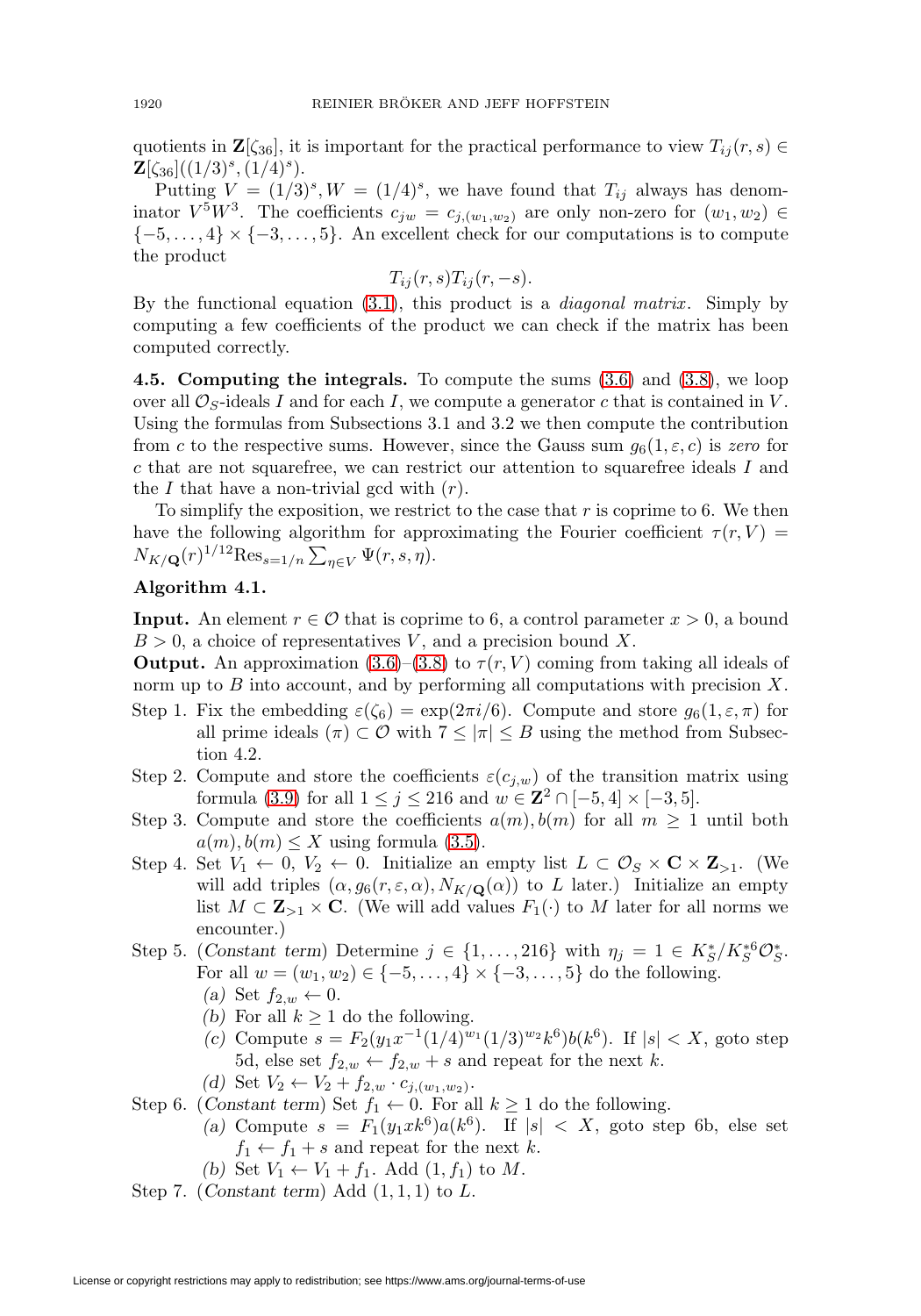quotients in $\mathbf{Z}[\zeta_{36}]$, it is important for the practical performance to view $T_{ij}(r,s) \in \mathbf{Z}[\zeta_{36}]((1/3)^s, (1/4)^s)$.

Putting $V = (1/3)^s, W = (1/4)^s$, we have found that $T_{ij}$ always has denominator $V^5W^3$. The coefficients $c_{jw} = c_{j,(w_1,w_2)}$ are only non-zero for $(w_1, w_2) \in \{-5,\ldots,4\} \times \{-3,\ldots,5\}$. An excellent check for our computations is to compute the product

$$T_{ij}(r,s)T_{ij}(r,-s).$$

By the functional equation (3.1), this product is a *diagonal matrix*. Simply by computing a few coefficients of the product we can check if the matrix has been computed correctly.

**4.5. Computing the integrals.** To compute the sums (3.6) and (3.8), we loop over all $\mathcal{O}_S$-ideals $I$ and for each $I$, we compute a generator $c$ that is contained in $V$. Using the formulas from Subsections 3.1 and 3.2 we then compute the contribution from $c$ to the respective sums. However, since the Gauss sum $g_6(1,\varepsilon,c)$ is *zero* for $c$ that are not squarefree, we can restrict our attention to squarefree ideals $I$ and the $I$ that have a non-trivial gcd with $(r)$.

To simplify the exposition, we restrict to the case that $r$ is coprime to 6. We then have the following algorithm for approximating the Fourier coefficient $\tau(r,V) = N_{K/\mathbf{Q}}(r)^{1/12}\mathrm{Res}_{s=1/n}\sum_{\eta\in V}\Psi(r,s,\eta)$.

**Algorithm 4.1.**

**Input.** An element $r \in \mathcal{O}$ that is coprime to 6, a control parameter $x > 0$, a bound $B > 0$, a choice of representatives $V$, and a precision bound $X$.

**Output.** An approximation (3.6)–(3.8) to $\tau(r,V)$ coming from taking all ideals of norm up to $B$ into account, and by performing all computations with precision $X$.

Step 1. Fix the embedding $\varepsilon(\zeta_6) = \exp(2\pi i/6)$. Compute and store $g_6(1,\varepsilon,\pi)$ for all prime ideals $(\pi) \subset \mathcal{O}$ with $7 \leq |\pi| \leq B$ using the method from Subsection 4.2.

Step 2. Compute and store the coefficients $\varepsilon(c_{j,w})$ of the transition matrix using formula (3.9) for all $1 \leq j \leq 216$ and $w \in \mathbf{Z}^2 \cap [-5,4]\times[-3,5]$.

Step 3. Compute and store the coefficients $a(m), b(m)$ for all $m \geq 1$ until both $a(m), b(m) \leq X$ using formula (3.5).

Step 4. Set $V_1 \leftarrow 0$, $V_2 \leftarrow 0$. Initialize an empty list $L \subset \mathcal{O}_S \times \mathbf{C} \times \mathbf{Z}_{>1}$. (We will add triples $(\alpha, g_6(r,\varepsilon,\alpha), N_{K/\mathbf{Q}}(\alpha))$ to $L$ later.) Initialize an empty list $M \subset \mathbf{Z}_{>1} \times \mathbf{C}$. (We will add values $F_1(\cdot)$ to $M$ later for all norms we encounter.)

Step 5. (*Constant term*) Determine $j \in \{1,\ldots,216\}$ with $\eta_j = 1 \in K_S^*/K_S^{*6}\mathcal{O}_S^*$. For all $w = (w_1,w_2) \in \{-5,\ldots,4\}\times\{-3,\ldots,5\}$ do the following.

- (*a*) Set $f_{2,w} \leftarrow 0$.
- (*b*) For all $k \geq 1$ do the following.
- (*c*) Compute $s = F_2(y_1x^{-1}(1/4)^{w_1}(1/3)^{w_2}k^6)b(k^6)$. If $|s| < X$, goto step 5d, else set $f_{2,w} \leftarrow f_{2,w} + s$ and repeat for the next $k$.
- (*d*) Set $V_2 \leftarrow V_2 + f_{2,w}\cdot c_{j,(w_1,w_2)}$.

Step 6. (*Constant term*) Set $f_1 \leftarrow 0$. For all $k \geq 1$ do the following.

- (*a*) Compute $s = F_1(y_1xk^6)a(k^6)$. If $|s| < X$, goto step 6b, else set $f_1 \leftarrow f_1 + s$ and repeat for the next $k$.
- (*b*) Set $V_1 \leftarrow V_1 + f_1$. Add $(1, f_1)$ to $M$.

Step 7. (*Constant term*) Add $(1,1,1)$ to $L$.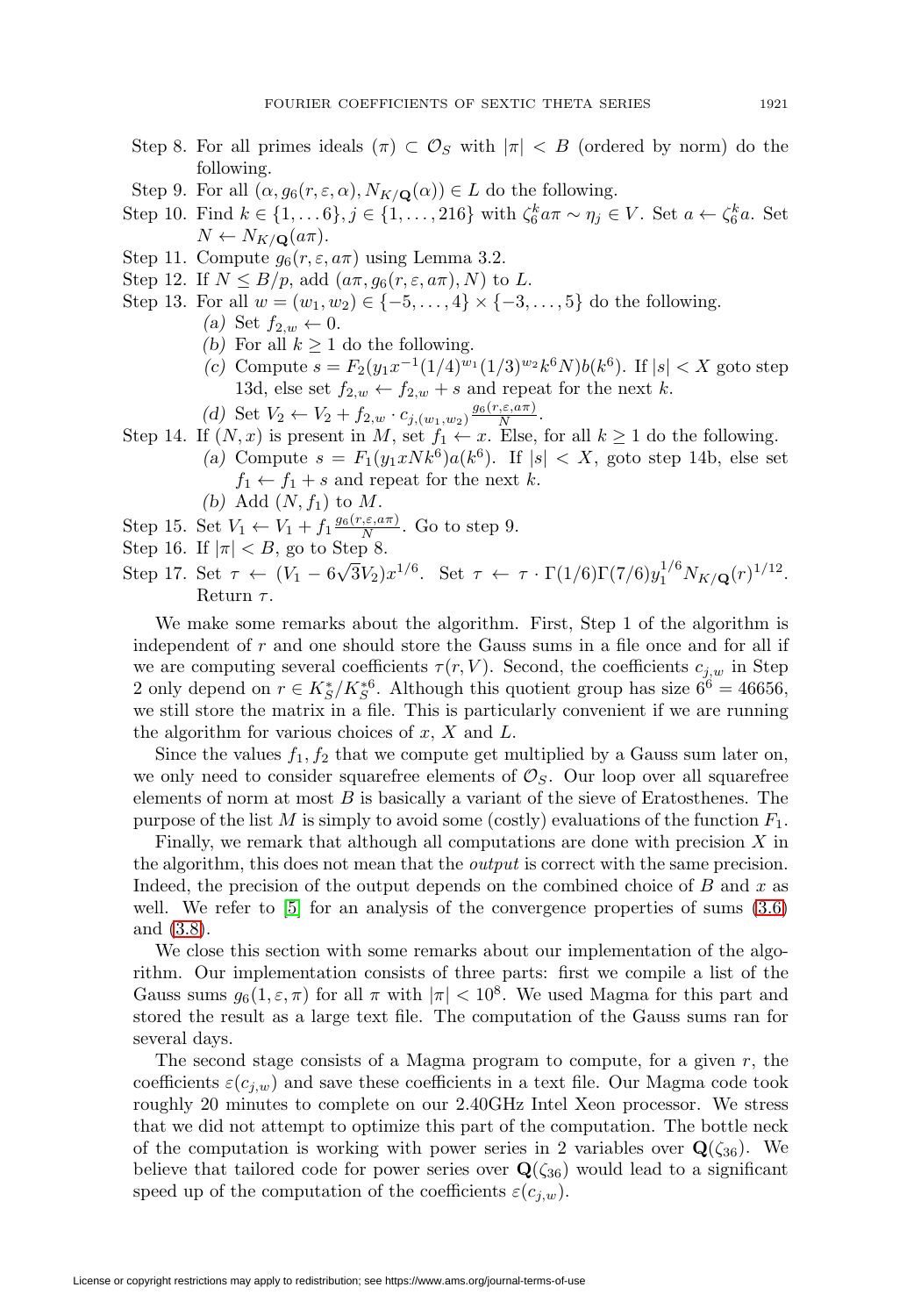Step 8. For all primes ideals $(\pi) \subset \mathcal{O}_S$ with $|\pi| < B$ (ordered by norm) do the following.

Step 9. For all $(\alpha, g_6(r, \varepsilon, \alpha), N_{K/\mathbf{Q}}(\alpha)) \in L$ do the following.

Step 10. Find $k \in \{1, \dots 6\}, j \in \{1, \dots, 216\}$ with $\zeta_6^k a\pi \sim \eta_j \in V$. Set $a \leftarrow \zeta_6^k a$. Set $N \leftarrow N_{K/\mathbf{Q}}(a\pi)$.

Step 11. Compute $g_6(r, \varepsilon, a\pi)$ using Lemma 3.2.

Step 12. If $N \leq B/p$, add $(a\pi, g_6(r, \varepsilon, a\pi), N)$ to $L$.

Step 13. For all $w = (w_1, w_2) \in \{-5, \dots, 4\} \times \{-3, \dots, 5\}$ do the following.

- *(a)* Set $f_{2,w} \leftarrow 0$.
- *(b)* For all $k \geq 1$ do the following.
- *(c)* Compute $s = F_2(y_1 x^{-1}(1/4)^{w_1}(1/3)^{w_2} k^6 N) b(k^6)$. If $|s| < X$ goto step 13d, else set $f_{2,w} \leftarrow f_{2,w} + s$ and repeat for the next $k$.
- *(d)* Set $V_2 \leftarrow V_2 + f_{2,w} \cdot c_{j,(w_1,w_2)} \frac{g_6(r,\varepsilon,a\pi)}{N}$.

Step 14. If $(N, x)$ is present in $M$, set $f_1 \leftarrow x$. Else, for all $k \geq 1$ do the following.

- *(a)* Compute $s = F_1(y_1 x N k^6) a(k^6)$. If $|s| < X$, goto step 14b, else set $f_1 \leftarrow f_1 + s$ and repeat for the next $k$.
- *(b)* Add $(N, f_1)$ to $M$.

Step 15. Set $V_1 \leftarrow V_1 + f_1 \frac{g_6(r,\varepsilon,a\pi)}{N}$. Go to step 9.

Step 16. If $|\pi| < B$, go to Step 8.

Step 17. Set $\tau \leftarrow (V_1 - 6\sqrt{3} V_2) x^{1/6}$. Set $\tau \leftarrow \tau \cdot \Gamma(1/6)\Gamma(7/6) y_1^{1/6} N_{K/\mathbf{Q}}(r)^{1/12}$. Return $\tau$.

We make some remarks about the algorithm. First, Step 1 of the algorithm is independent of $r$ and one should store the Gauss sums in a file once and for all if we are computing several coefficients $\tau(r, V)$. Second, the coefficients $c_{j,w}$ in Step 2 only depend on $r \in K_S^*/K_S^{*6}$. Although this quotient group has size $6^6 = 46656$, we still store the matrix in a file. This is particularly convenient if we are running the algorithm for various choices of $x$, $X$ and $L$.

Since the values $f_1, f_2$ that we compute get multiplied by a Gauss sum later on, we only need to consider squarefree elements of $\mathcal{O}_S$. Our loop over all squarefree elements of norm at most $B$ is basically a variant of the sieve of Eratosthenes. The purpose of the list $M$ is simply to avoid some (costly) evaluations of the function $F_1$.

Finally, we remark that although all computations are done with precision $X$ in the algorithm, this does not mean that the *output* is correct with the same precision. Indeed, the precision of the output depends on the combined choice of $B$ and $x$ as well. We refer to [5] for an analysis of the convergence properties of sums (3.6) and (3.8).

We close this section with some remarks about our implementation of the algorithm. Our implementation consists of three parts: first we compile a list of the Gauss sums $g_6(1, \varepsilon, \pi)$ for all $\pi$ with $|\pi| < 10^8$. We used Magma for this part and stored the result as a large text file. The computation of the Gauss sums ran for several days.

The second stage consists of a Magma program to compute, for a given $r$, the coefficients $\varepsilon(c_{j,w})$ and save these coefficients in a text file. Our Magma code took roughly 20 minutes to complete on our 2.40GHz Intel Xeon processor. We stress that we did not attempt to optimize this part of the computation. The bottle neck of the computation is working with power series in 2 variables over $\mathbf{Q}(\zeta_{36})$. We believe that tailored code for power series over $\mathbf{Q}(\zeta_{36})$ would lead to a significant speed up of the computation of the coefficients $\varepsilon(c_{j,w})$.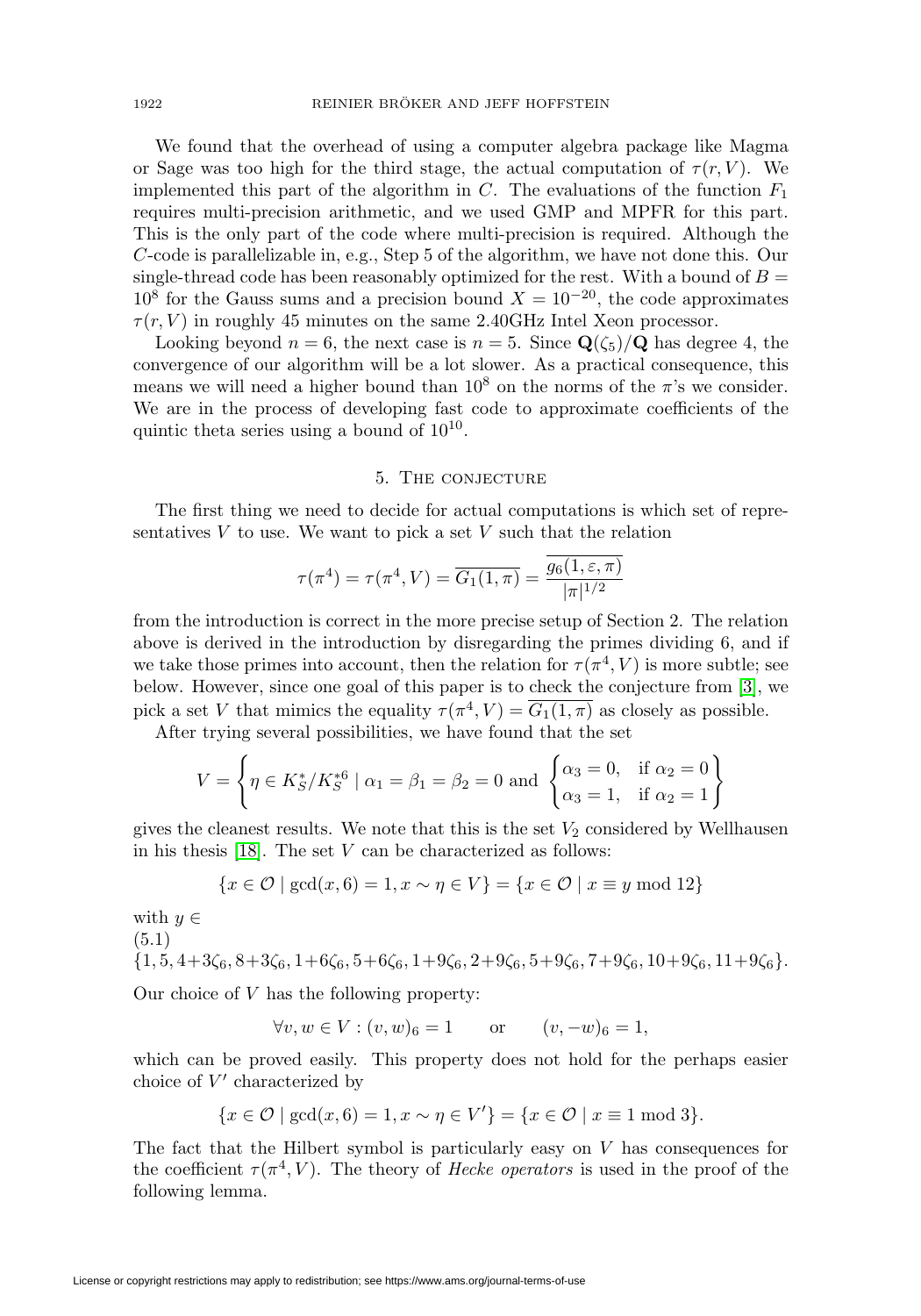We found that the overhead of using a computer algebra package like Magma or Sage was too high for the third stage, the actual computation of $\tau(r, V)$. We implemented this part of the algorithm in $C$. The evaluations of the function $F_1$ requires multi-precision arithmetic, and we used GMP and MPFR for this part. This is the only part of the code where multi-precision is required. Although the $C$-code is parallelizable in, e.g., Step 5 of the algorithm, we have not done this. Our single-thread code has been reasonably optimized for the rest. With a bound of $B = 10^8$ for the Gauss sums and a precision bound $X = 10^{-20}$, the code approximates $\tau(r, V)$ in roughly 45 minutes on the same 2.40GHz Intel Xeon processor.

Looking beyond $n = 6$, the next case is $n = 5$. Since $\mathbf{Q}(\zeta_5)/\mathbf{Q}$ has degree 4, the convergence of our algorithm will be a lot slower. As a practical consequence, this means we will need a higher bound than $10^8$ on the norms of the $\pi$'s we consider. We are in the process of developing fast code to approximate coefficients of the quintic theta series using a bound of $10^{10}$.

## 5. The conjecture

The first thing we need to decide for actual computations is which set of representatives $V$ to use. We want to pick a set $V$ such that the relation

$$\tau(\pi^4) = \tau(\pi^4, V) = \overline{G_1(1, \pi)} = \frac{\overline{g_6(1, \varepsilon, \pi)}}{|\pi|^{1/2}}$$

from the introduction is correct in the more precise setup of Section 2. The relation above is derived in the introduction by disregarding the primes dividing 6, and if we take those primes into account, then the relation for $\tau(\pi^4, V)$ is more subtle; see below. However, since one goal of this paper is to check the conjecture from [3], we pick a set $V$ that mimics the equality $\tau(\pi^4, V) = \overline{G_1(1, \pi)}$ as closely as possible.

After trying several possibilities, we have found that the set

$$V = \left\{ \eta \in K_S^*/K_S^{*6} \mid \alpha_1 = \beta_1 = \beta_2 = 0 \text{ and } \begin{cases} \alpha_3 = 0, & \text{if } \alpha_2 = 0 \\ \alpha_3 = 1, & \text{if } \alpha_2 = 1 \end{cases} \right\}$$

gives the cleanest results. We note that this is the set $V_2$ considered by Wellhausen in his thesis [18]. The set $V$ can be characterized as follows:

$$\{x \in \mathcal{O} \mid \gcd(x, 6) = 1, x \sim \eta \in V\} = \{x \in \mathcal{O} \mid x \equiv y \bmod 12\}$$

with $y \in$

(5.1)
$$\{1, 5, 4+3\zeta_6, 8+3\zeta_6, 1+6\zeta_6, 5+6\zeta_6, 1+9\zeta_6, 2+9\zeta_6, 5+9\zeta_6, 7+9\zeta_6, 10+9\zeta_6, 11+9\zeta_6\}.$$

Our choice of $V$ has the following property:

$$\forall v, w \in V : (v, w)_6 = 1 \qquad \text{or} \qquad (v, -w)_6 = 1,$$

which can be proved easily. This property does not hold for the perhaps easier choice of $V'$ characterized by

$$\{x \in \mathcal{O} \mid \gcd(x, 6) = 1, x \sim \eta \in V'\} = \{x \in \mathcal{O} \mid x \equiv 1 \bmod 3\}.$$

The fact that the Hilbert symbol is particularly easy on $V$ has consequences for the coefficient $\tau(\pi^4, V)$. The theory of *Hecke operators* is used in the proof of the following lemma.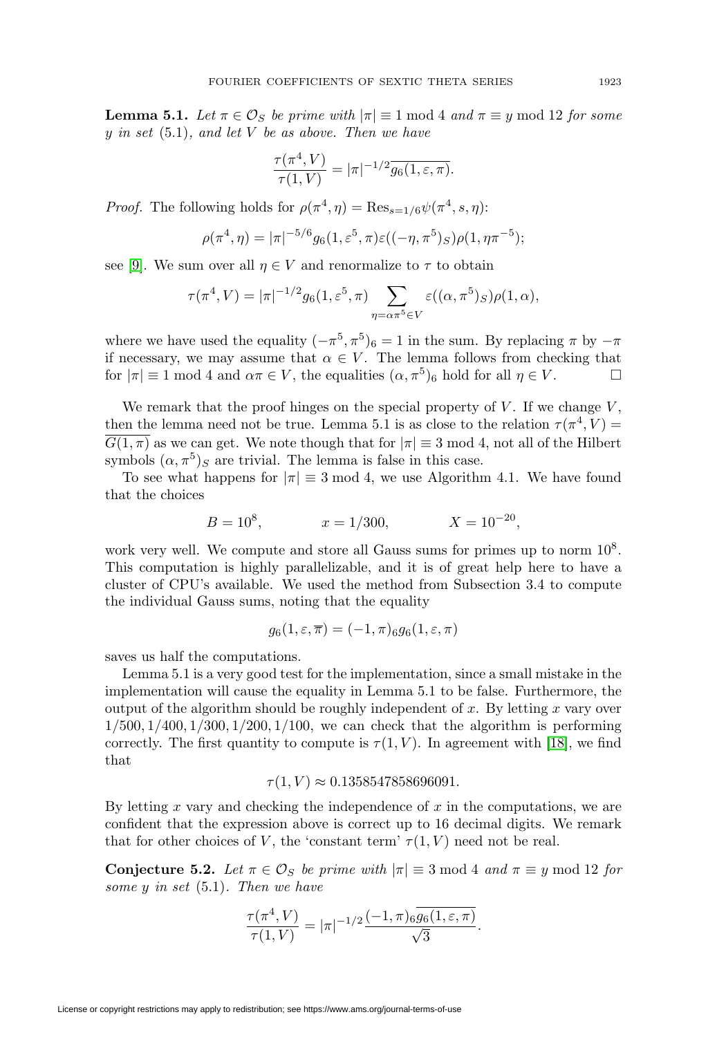**Lemma 5.1.** *Let $\pi \in \mathcal{O}_S$ be prime with $|\pi| \equiv 1 \bmod 4$ and $\pi \equiv y \bmod 12$ for some $y$ in set* (5.1)*, and let $V$ be as above. Then we have*

$$\frac{\tau(\pi^4, V)}{\tau(1, V)} = |\pi|^{-1/2}\overline{g_6(1, \varepsilon, \pi)}.$$

*Proof.* The following holds for $\rho(\pi^4, \eta) = \mathrm{Res}_{s=1/6}\psi(\pi^4, s, \eta)$:

$$\rho(\pi^4, \eta) = |\pi|^{-5/6} g_6(1, \varepsilon^5, \pi)\varepsilon((-\eta, \pi^5)_S)\rho(1, \eta\pi^{-5});$$

see [9]. We sum over all $\eta \in V$ and renormalize to $\tau$ to obtain

$$\tau(\pi^4, V) = |\pi|^{-1/2} g_6(1, \varepsilon^5, \pi) \sum_{\eta = \alpha\pi^5 \in V} \varepsilon((\alpha, \pi^5)_S)\rho(1, \alpha),$$

where we have used the equality $(-\pi^5, \pi^5)_6 = 1$ in the sum. By replacing $\pi$ by $-\pi$ if necessary, we may assume that $\alpha \in V$. The lemma follows from checking that for $|\pi| \equiv 1 \bmod 4$ and $\alpha\pi \in V$, the equalities $(\alpha, \pi^5)_6$ hold for all $\eta \in V$. $\square$

We remark that the proof hinges on the special property of $V$. If we change $V$, then the lemma need not be true. Lemma 5.1 is as close to the relation $\tau(\pi^4, V) = \overline{G(1, \pi)}$ as we can get. We note though that for $|\pi| \equiv 3 \bmod 4$, not all of the Hilbert symbols $(\alpha, \pi^5)_S$ are trivial. The lemma is false in this case.

To see what happens for $|\pi| \equiv 3 \bmod 4$, we use Algorithm 4.1. We have found that the choices

$$B = 10^8, \qquad x = 1/300, \qquad X = 10^{-20},$$

work very well. We compute and store all Gauss sums for primes up to norm $10^8$. This computation is highly parallelizable, and it is of great help here to have a cluster of CPU's available. We used the method from Subsection 3.4 to compute the individual Gauss sums, noting that the equality

$$g_6(1, \varepsilon, \overline{\pi}) = (-1, \pi)_6 g_6(1, \varepsilon, \pi)$$

saves us half the computations.

Lemma 5.1 is a very good test for the implementation, since a small mistake in the implementation will cause the equality in Lemma 5.1 to be false. Furthermore, the output of the algorithm should be roughly independent of $x$. By letting $x$ vary over $1/500, 1/400, 1/300, 1/200, 1/100$, we can check that the algorithm is performing correctly. The first quantity to compute is $\tau(1, V)$. In agreement with [18], we find that

$$\tau(1, V) \approx 0.1358547858696091.$$

By letting $x$ vary and checking the independence of $x$ in the computations, we are confident that the expression above is correct up to 16 decimal digits. We remark that for other choices of $V$, the 'constant term' $\tau(1, V)$ need not be real.

**Conjecture 5.2.** *Let $\pi \in \mathcal{O}_S$ be prime with $|\pi| \equiv 3 \bmod 4$ and $\pi \equiv y \bmod 12$ for some $y$ in set* (5.1)*. Then we have*

$$\frac{\tau(\pi^4, V)}{\tau(1, V)} = |\pi|^{-1/2} \frac{(-1, \pi)_6 \overline{g_6(1, \varepsilon, \pi)}}{\sqrt{3}}.$$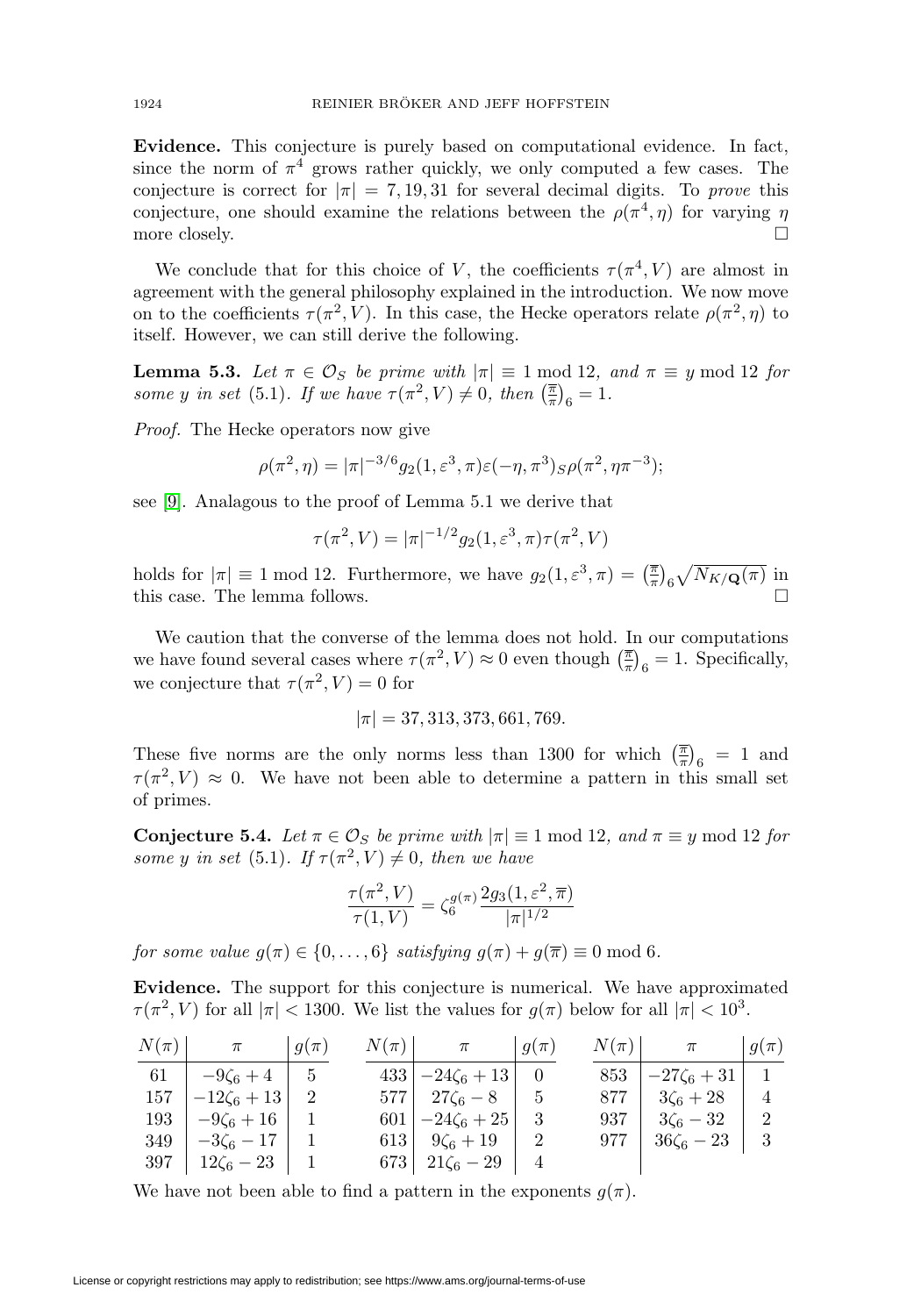**Evidence.** This conjecture is purely based on computational evidence. In fact, since the norm of $\pi^4$ grows rather quickly, we only computed a few cases. The conjecture is correct for $|\pi| = 7, 19, 31$ for several decimal digits. To *prove* this conjecture, one should examine the relations between the $\rho(\pi^4, \eta)$ for varying $\eta$ more closely. □

We conclude that for this choice of $V$, the coefficients $\tau(\pi^4, V)$ are almost in agreement with the general philosophy explained in the introduction. We now move on to the coefficients $\tau(\pi^2, V)$. In this case, the Hecke operators relate $\rho(\pi^2, \eta)$ to itself. However, we can still derive the following.

**Lemma 5.3.** *Let $\pi \in \mathcal{O}_S$ be prime with $|\pi| \equiv 1 \bmod 12$, and $\pi \equiv y \bmod 12$ for some $y$ in set* (5.1). *If we have $\tau(\pi^2, V) \neq 0$, then $\left(\frac{\overline{\pi}}{\pi}\right)_6 = 1$.*

*Proof.* The Hecke operators now give

$$\rho(\pi^2, \eta) = |\pi|^{-3/6} g_2(1, \varepsilon^3, \pi) \varepsilon(-\eta, \pi^3)_S \rho(\pi^2, \eta\pi^{-3});$$

see [9]. Analagous to the proof of Lemma 5.1 we derive that

$$\tau(\pi^2, V) = |\pi|^{-1/2} g_2(1, \varepsilon^3, \pi) \tau(\pi^2, V)$$

holds for $|\pi| \equiv 1 \bmod 12$. Furthermore, we have $g_2(1, \varepsilon^3, \pi) = \left(\frac{\overline{\pi}}{\pi}\right)_6 \sqrt{N_{K/\mathbf{Q}}(\pi)}$ in this case. The lemma follows. □

We caution that the converse of the lemma does not hold. In our computations we have found several cases where $\tau(\pi^2, V) \approx 0$ even though $\left(\frac{\overline{\pi}}{\pi}\right)_6 = 1$. Specifically, we conjecture that $\tau(\pi^2, V) = 0$ for

$$|\pi| = 37, 313, 373, 661, 769.$$

These five norms are the only norms less than 1300 for which $\left(\frac{\overline{\pi}}{\pi}\right)_6 = 1$ and $\tau(\pi^2, V) \approx 0$. We have not been able to determine a pattern in this small set of primes.

**Conjecture 5.4.** *Let $\pi \in \mathcal{O}_S$ be prime with $|\pi| \equiv 1 \bmod 12$, and $\pi \equiv y \bmod 12$ for some $y$ in set* (5.1). *If $\tau(\pi^2, V) \neq 0$, then we have*

$$\frac{\tau(\pi^2, V)}{\tau(1, V)} = \zeta_6^{g(\pi)} \frac{2g_3(1, \varepsilon^2, \overline{\pi})}{|\pi|^{1/2}}$$

*for some value $g(\pi) \in \{0, \ldots, 6\}$ satisfying $g(\pi) + g(\overline{\pi}) \equiv 0 \bmod 6$.*

**Evidence.** The support for this conjecture is numerical. We have approximated $\tau(\pi^2, V)$ for all $|\pi| < 1300$. We list the values for $g(\pi)$ below for all $|\pi| < 10^3$.

| $N(\pi)$ | $\pi$ | $g(\pi)$ | $N(\pi)$ | $\pi$ | $g(\pi)$ | $N(\pi)$ | $\pi$ | $g(\pi)$ |
|---|---|---|---|---|---|---|---|---|
| 61 | $-9\zeta_6 + 4$ | 5 | 433 | $-24\zeta_6 + 13$ | 0 | 853 | $-27\zeta_6 + 31$ | 1 |
| 157 | $-12\zeta_6 + 13$ | 2 | 577 | $27\zeta_6 - 8$ | 5 | 877 | $3\zeta_6 + 28$ | 4 |
| 193 | $-9\zeta_6 + 16$ | 1 | 601 | $-24\zeta_6 + 25$ | 3 | 937 | $3\zeta_6 - 32$ | 2 |
| 349 | $-3\zeta_6 - 17$ | 1 | 613 | $9\zeta_6 + 19$ | 2 | 977 | $36\zeta_6 - 23$ | 3 |
| 397 | $12\zeta_6 - 23$ | 1 | 673 | $21\zeta_6 - 29$ | 4 | | | |

We have not been able to find a pattern in the exponents $g(\pi)$.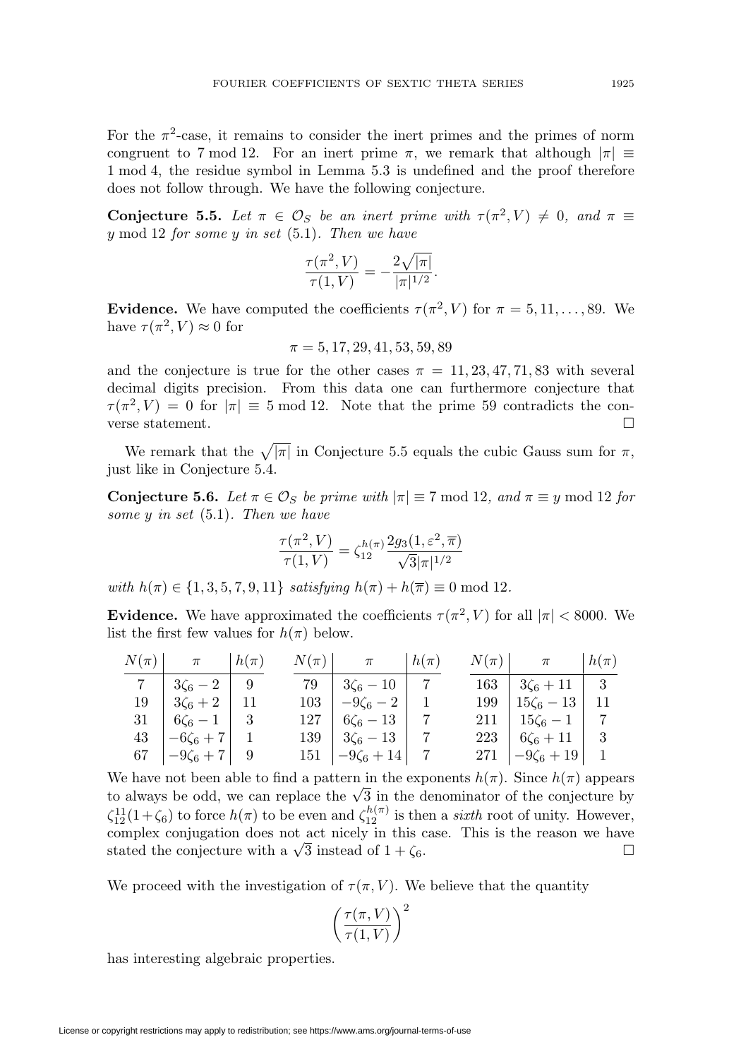For the $\pi^2$-case, it remains to consider the inert primes and the primes of norm congruent to $7 \bmod 12$. For an inert prime $\pi$, we remark that although $|\pi| \equiv 1 \bmod 4$, the residue symbol in Lemma 5.3 is undefined and the proof therefore does not follow through. We have the following conjecture.

**Conjecture 5.5.** *Let $\pi \in \mathcal{O}_S$ be an inert prime with $\tau(\pi^2, V) \neq 0$, and $\pi \equiv y \bmod 12$ for some $y$ in set* (5.1). *Then we have*

$$\frac{\tau(\pi^2, V)}{\tau(1, V)} = -\frac{2\sqrt{|\pi|}}{|\pi|^{1/2}}.$$

**Evidence.** We have computed the coefficients $\tau(\pi^2, V)$ for $\pi = 5, 11, \ldots, 89$. We have $\tau(\pi^2, V) \approx 0$ for

$$\pi = 5, 17, 29, 41, 53, 59, 89$$

and the conjecture is true for the other cases $\pi = 11, 23, 47, 71, 83$ with several decimal digits precision. From this data one can furthermore conjecture that $\tau(\pi^2, V) = 0$ for $|\pi| \equiv 5 \bmod 12$. Note that the prime 59 contradicts the converse statement. $\square$

We remark that the $\sqrt{|\pi|}$ in Conjecture 5.5 equals the cubic Gauss sum for $\pi$, just like in Conjecture 5.4.

**Conjecture 5.6.** *Let $\pi \in \mathcal{O}_S$ be prime with $|\pi| \equiv 7 \bmod 12$, and $\pi \equiv y \bmod 12$ for some $y$ in set* (5.1). *Then we have*

$$\frac{\tau(\pi^2, V)}{\tau(1, V)} = \zeta_{12}^{h(\pi)} \frac{2g_3(1, \varepsilon^2, \overline{\pi})}{\sqrt{3}|\pi|^{1/2}}$$

*with $h(\pi) \in \{1, 3, 5, 7, 9, 11\}$ satisfying $h(\pi) + h(\overline{\pi}) \equiv 0 \bmod 12$.*

**Evidence.** We have approximated the coefficients $\tau(\pi^2, V)$ for all $|\pi| < 8000$. We list the first few values for $h(\pi)$ below.

| $N(\pi)$ | $\pi$ | $h(\pi)$ | $N(\pi)$ | $\pi$ | $h(\pi)$ | $N(\pi)$ | $\pi$ | $h(\pi)$ |
|---|---|---|---|---|---|---|---|---|
| 7 | $3\zeta_6 - 2$ | 9 | 79 | $3\zeta_6 - 10$ | 7 | 163 | $3\zeta_6 + 11$ | 3 |
| 19 | $3\zeta_6 + 2$ | 11 | 103 | $-9\zeta_6 - 2$ | 1 | 199 | $15\zeta_6 - 13$ | 11 |
| 31 | $6\zeta_6 - 1$ | 3 | 127 | $6\zeta_6 - 13$ | 7 | 211 | $15\zeta_6 - 1$ | 7 |
| 43 | $-6\zeta_6 + 7$ | 1 | 139 | $3\zeta_6 - 13$ | 7 | 223 | $6\zeta_6 + 11$ | 3 |
| 67 | $-9\zeta_6 + 7$ | 9 | 151 | $-9\zeta_6 + 14$ | 7 | 271 | $-9\zeta_6 + 19$ | 1 |

We have not been able to find a pattern in the exponents $h(\pi)$. Since $h(\pi)$ appears to always be odd, we can replace the $\sqrt{3}$ in the denominator of the conjecture by $\zeta_{12}^{11}(1+\zeta_6)$ to force $h(\pi)$ to be even and $\zeta_{12}^{h(\pi)}$ is then a *sixth* root of unity. However, complex conjugation does not act nicely in this case. This is the reason we have stated the conjecture with a $\sqrt{3}$ instead of $1 + \zeta_6$. $\square$

We proceed with the investigation of $\tau(\pi, V)$. We believe that the quantity

$$\left(\frac{\tau(\pi, V)}{\tau(1, V)}\right)^2$$

has interesting algebraic properties.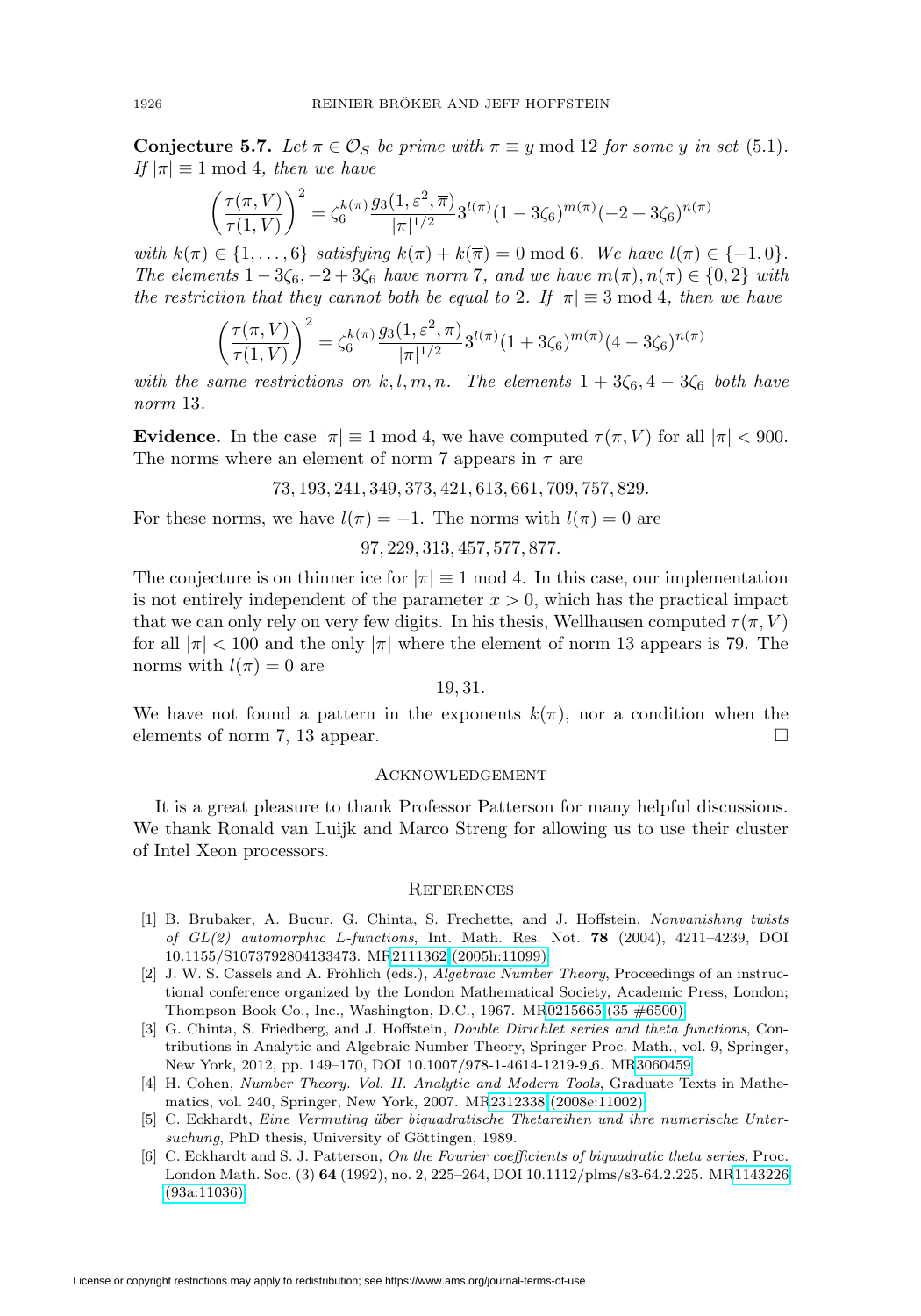**Conjecture 5.7.** *Let $\pi \in \mathcal{O}_S$ be prime with $\pi \equiv y \bmod 12$ for some $y$ in set* (5.1)*. If $|\pi| \equiv 1 \bmod 4$, then we have*

$$\left(\frac{\tau(\pi, V)}{\tau(1, V)}\right)^2 = \zeta_6^{k(\pi)} \frac{g_3(1, \varepsilon^2, \overline{\pi})}{|\pi|^{1/2}} 3^{l(\pi)} (1 - 3\zeta_6)^{m(\pi)} (-2 + 3\zeta_6)^{n(\pi)}$$

*with $k(\pi) \in \{1, \ldots, 6\}$ satisfying $k(\pi) + k(\overline{\pi}) = 0 \bmod 6$. We have $l(\pi) \in \{-1, 0\}$. The elements $1 - 3\zeta_6, -2 + 3\zeta_6$ have norm 7, and we have $m(\pi), n(\pi) \in \{0, 2\}$ with the restriction that they cannot both be equal to 2. If $|\pi| \equiv 3 \bmod 4$, then we have*

$$\left(\frac{\tau(\pi, V)}{\tau(1, V)}\right)^2 = \zeta_6^{k(\pi)} \frac{g_3(1, \varepsilon^2, \overline{\pi})}{|\pi|^{1/2}} 3^{l(\pi)} (1 + 3\zeta_6)^{m(\pi)} (4 - 3\zeta_6)^{n(\pi)}$$

*with the same restrictions on $k, l, m, n$. The elements $1 + 3\zeta_6, 4 - 3\zeta_6$ both have norm* 13.

**Evidence.** In the case $|\pi| \equiv 1 \bmod 4$, we have computed $\tau(\pi, V)$ for all $|\pi| < 900$. The norms where an element of norm 7 appears in $\tau$ are

$$73, 193, 241, 349, 373, 421, 613, 661, 709, 757, 829.$$

For these norms, we have $l(\pi) = -1$. The norms with $l(\pi) = 0$ are

$$97, 229, 313, 457, 577, 877.$$

The conjecture is on thinner ice for $|\pi| \equiv 1 \bmod 4$. In this case, our implementation is not entirely independent of the parameter $x > 0$, which has the practical impact that we can only rely on very few digits. In his thesis, Wellhausen computed $\tau(\pi, V)$ for all $|\pi| < 100$ and the only $|\pi|$ where the element of norm 13 appears is 79. The norms with $l(\pi) = 0$ are

$$19, 31.$$

We have not found a pattern in the exponents $k(\pi)$, nor a condition when the elements of norm 7, 13 appear. □

## Acknowledgement

It is a great pleasure to thank Professor Patterson for many helpful discussions. We thank Ronald van Luijk and Marco Streng for allowing us to use their cluster of Intel Xeon processors.

## References

[1] B. Brubaker, A. Bucur, G. Chinta, S. Frechette, and J. Hoffstein, *Nonvanishing twists of GL(2) automorphic L-functions*, Int. Math. Res. Not. **78** (2004), 4211–4239, DOI 10.1155/S1073792804133473. MR2111362 (2005h:11099)

[2] J. W. S. Cassels and A. Fröhlich (eds.), *Algebraic Number Theory*, Proceedings of an instructional conference organized by the London Mathematical Society, Academic Press, London; Thompson Book Co., Inc., Washington, D.C., 1967. MR0215665 (35 #6500)

[3] G. Chinta, S. Friedberg, and J. Hoffstein, *Double Dirichlet series and theta functions*, Contributions in Analytic and Algebraic Number Theory, Springer Proc. Math., vol. 9, Springer, New York, 2012, pp. 149–170, DOI 10.1007/978-1-4614-1219-9_6. MR3060459

[4] H. Cohen, *Number Theory. Vol. II. Analytic and Modern Tools*, Graduate Texts in Mathematics, vol. 240, Springer, New York, 2007. MR2312338 (2008e:11002)

[5] C. Eckhardt, *Eine Vermuting über biquadratische Thetareihen und ihre numerische Untersuchung*, PhD thesis, University of Göttingen, 1989.

[6] C. Eckhardt and S. J. Patterson, *On the Fourier coefficients of biquadratic theta series*, Proc. London Math. Soc. (3) **64** (1992), no. 2, 225–264, DOI 10.1112/plms/s3-64.2.225. MR1143226 (93a:11036)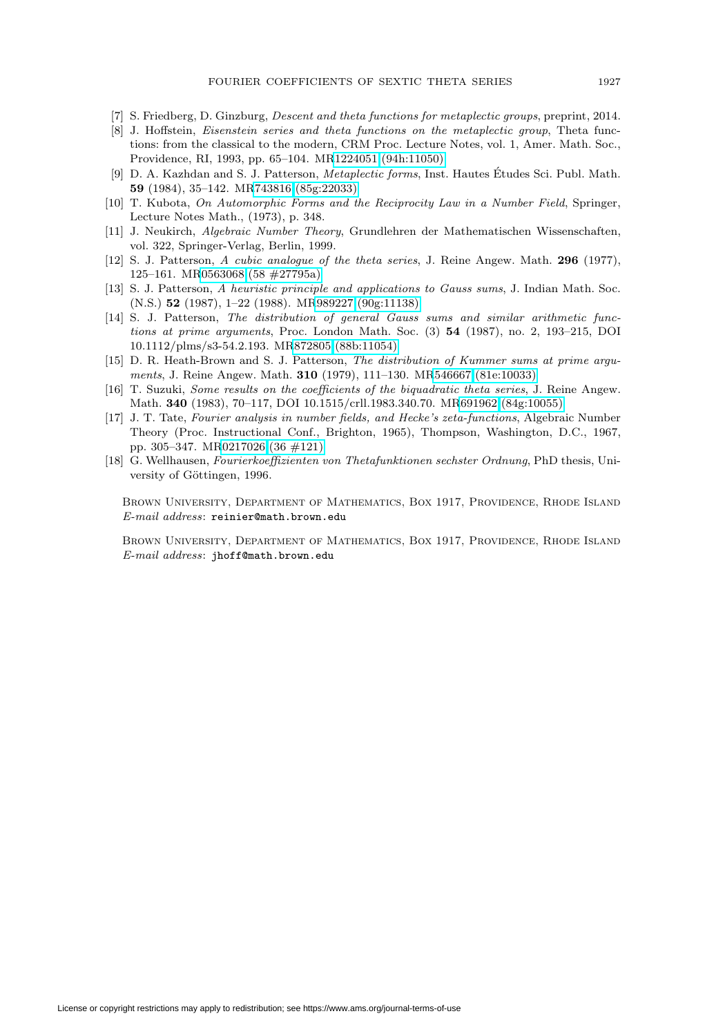[7] S. Friedberg, D. Ginzburg, *Descent and theta functions for metaplectic groups*, preprint, 2014.

[8] J. Hoffstein, *Eisenstein series and theta functions on the metaplectic group*, Theta functions: from the classical to the modern, CRM Proc. Lecture Notes, vol. 1, Amer. Math. Soc., Providence, RI, 1993, pp. 65–104. MR1224051 (94h:11050)

[9] D. A. Kazhdan and S. J. Patterson, *Metaplectic forms*, Inst. Hautes Études Sci. Publ. Math. **59** (1984), 35–142. MR743816 (85g:22033)

[10] T. Kubota, *On Automorphic Forms and the Reciprocity Law in a Number Field*, Springer, Lecture Notes Math., (1973), p. 348.

[11] J. Neukirch, *Algebraic Number Theory*, Grundlehren der Mathematischen Wissenschaften, vol. 322, Springer-Verlag, Berlin, 1999.

[12] S. J. Patterson, *A cubic analogue of the theta series*, J. Reine Angew. Math. **296** (1977), 125–161. MR0563068 (58 #27795a)

[13] S. J. Patterson, *A heuristic principle and applications to Gauss sums*, J. Indian Math. Soc. (N.S.) **52** (1987), 1–22 (1988). MR989227 (90g:11138)

[14] S. J. Patterson, *The distribution of general Gauss sums and similar arithmetic functions at prime arguments*, Proc. London Math. Soc. (3) **54** (1987), no. 2, 193–215, DOI 10.1112/plms/s3-54.2.193. MR872805 (88b:11054)

[15] D. R. Heath-Brown and S. J. Patterson, *The distribution of Kummer sums at prime arguments*, J. Reine Angew. Math. **310** (1979), 111–130. MR546667 (81e:10033)

[16] T. Suzuki, *Some results on the coefficients of the biquadratic theta series*, J. Reine Angew. Math. **340** (1983), 70–117, DOI 10.1515/crll.1983.340.70. MR691962 (84g:10055)

[17] J. T. Tate, *Fourier analysis in number fields, and Hecke's zeta-functions*, Algebraic Number Theory (Proc. Instructional Conf., Brighton, 1965), Thompson, Washington, D.C., 1967, pp. 305–347. MR0217026 (36 #121)

[18] G. Wellhausen, *Fourierkoeffizienten von Thetafunktionen sechster Ordnung*, PhD thesis, University of Göttingen, 1996.

Brown University, Department of Mathematics, Box 1917, Providence, Rhode Island
*E-mail address*: reinier@math.brown.edu

Brown University, Department of Mathematics, Box 1917, Providence, Rhode Island
*E-mail address*: jhoff@math.brown.edu